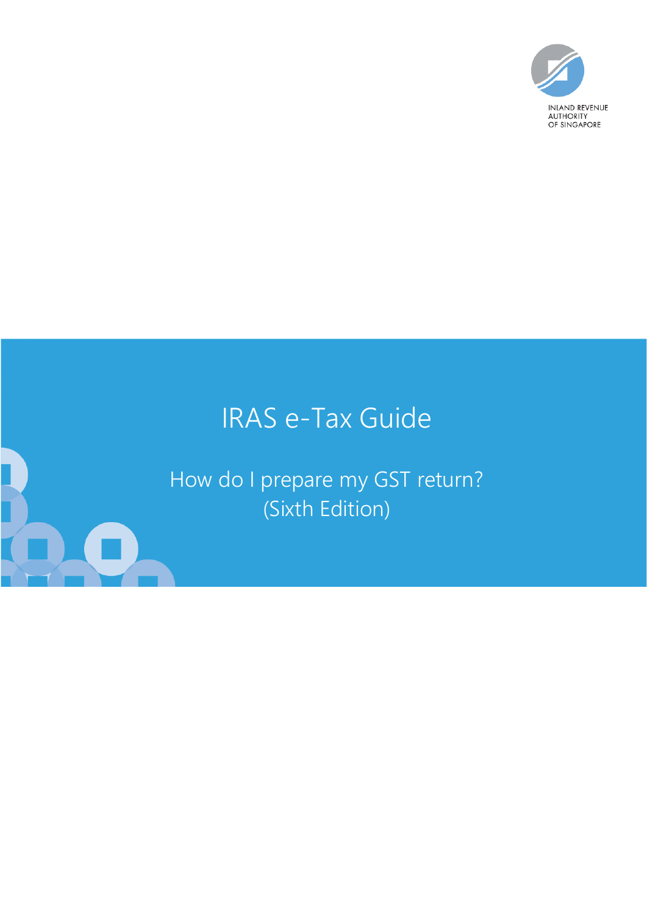INLAND REVENUE AUTHORITY OF SINGAPORE

# IRAS e-Tax Guide

## How do I prepare my GST return? (Sixth Edition)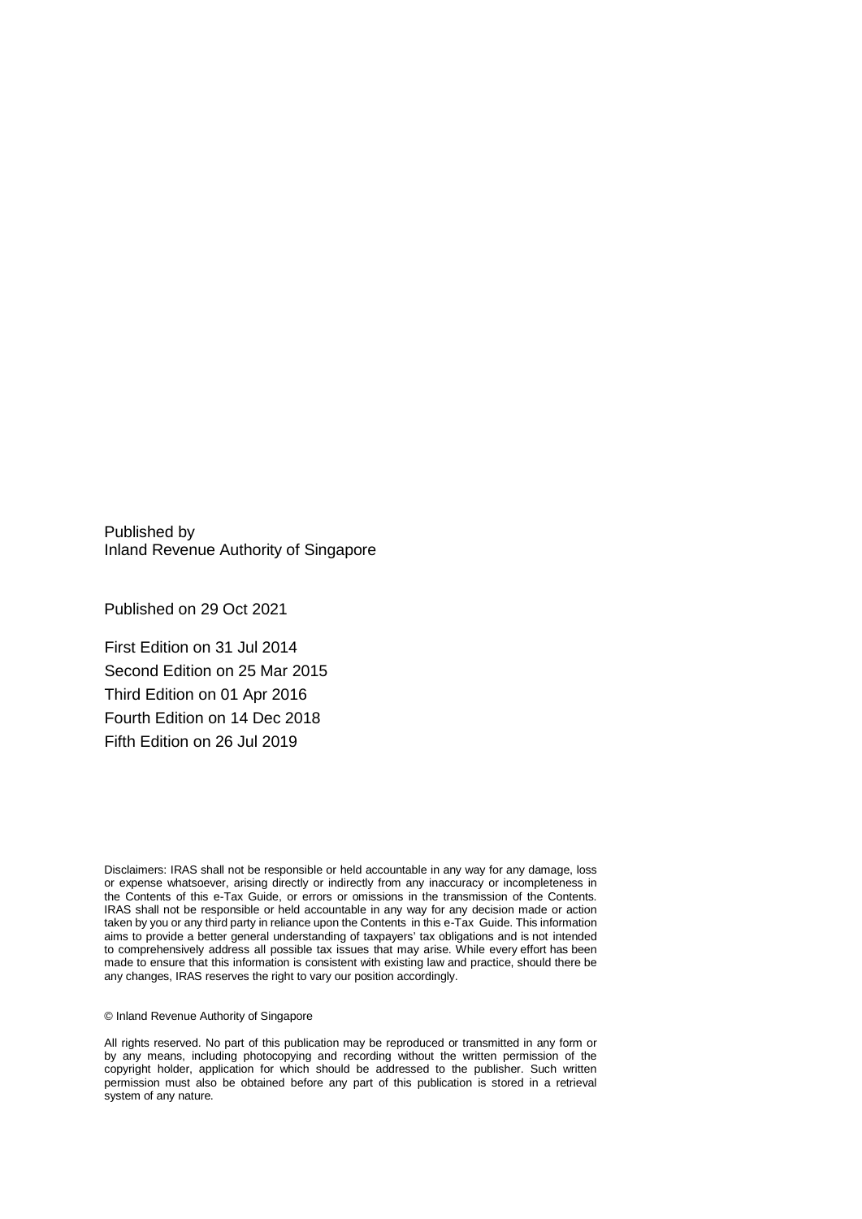Published by
Inland Revenue Authority of Singapore

Published on 29 Oct 2021

First Edition on 31 Jul 2014

Second Edition on 25 Mar 2015

Third Edition on 01 Apr 2016

Fourth Edition on 14 Dec 2018

Fifth Edition on 26 Jul 2019

Disclaimers: IRAS shall not be responsible or held accountable in any way for any damage, loss or expense whatsoever, arising directly or indirectly from any inaccuracy or incompleteness in the Contents of this e-Tax Guide, or errors or omissions in the transmission of the Contents. IRAS shall not be responsible or held accountable in any way for any decision made or action taken by you or any third party in reliance upon the Contents in this e-Tax Guide. This information aims to provide a better general understanding of taxpayers' tax obligations and is not intended to comprehensively address all possible tax issues that may arise. While every effort has been made to ensure that this information is consistent with existing law and practice, should there be any changes, IRAS reserves the right to vary our position accordingly.

© Inland Revenue Authority of Singapore

All rights reserved. No part of this publication may be reproduced or transmitted in any form or by any means, including photocopying and recording without the written permission of the copyright holder, application for which should be addressed to the publisher. Such written permission must also be obtained before any part of this publication is stored in a retrieval system of any nature.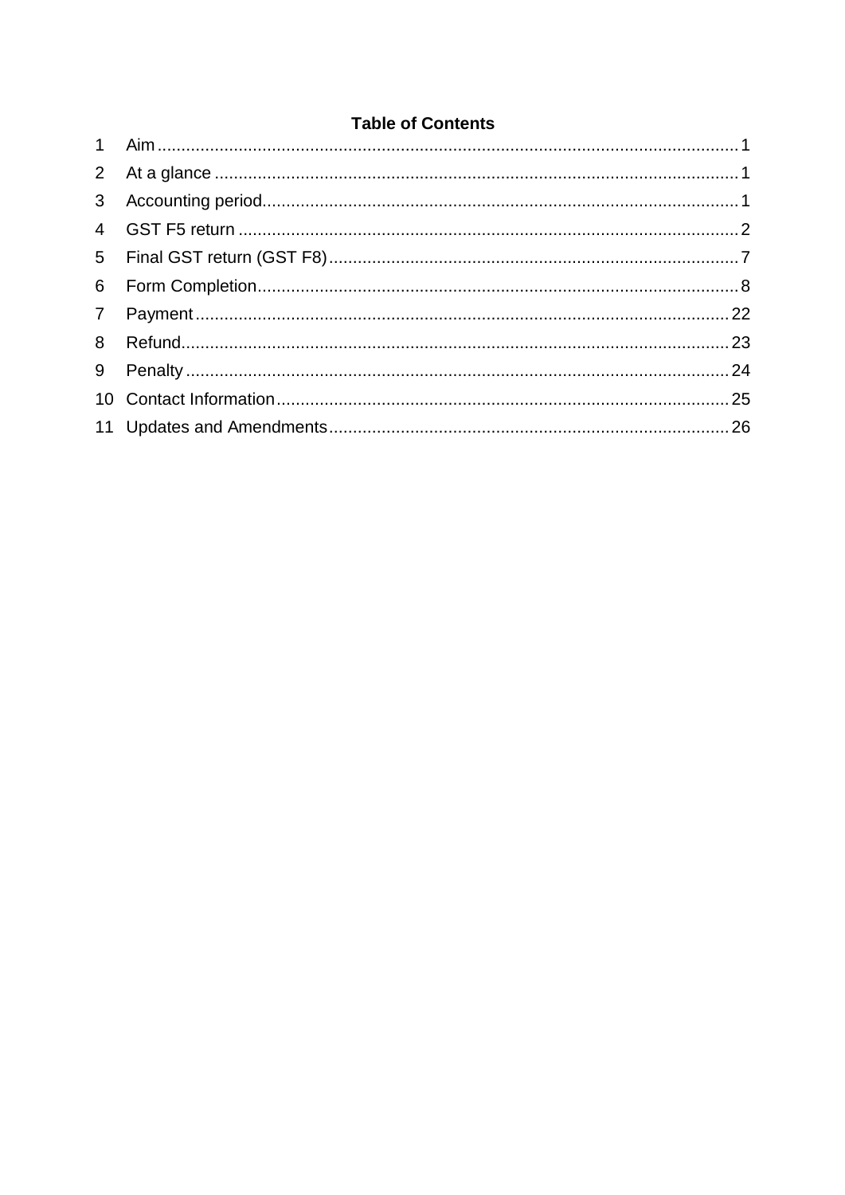**Table of Contents**

| | | |
|---|---|---|
| 1 | Aim | 1 |
| 2 | At a glance | 1 |
| 3 | Accounting period | 1 |
| 4 | GST F5 return | 2 |
| 5 | Final GST return (GST F8) | 7 |
| 6 | Form Completion | 8 |
| 7 | Payment | 22 |
| 8 | Refund | 23 |
| 9 | Penalty | 24 |
| 10 | Contact Information | 25 |
| 11 | Updates and Amendments | 26 |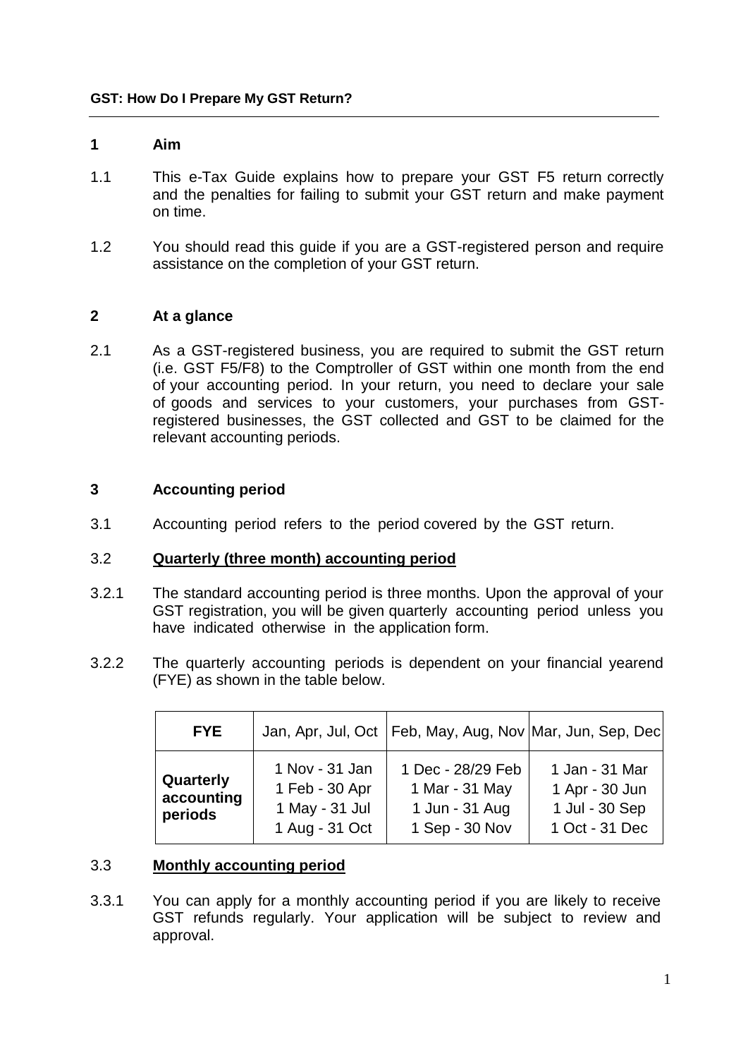**GST: How Do I Prepare My GST Return?**

## 1 Aim

1.1 This e-Tax Guide explains how to prepare your GST F5 return correctly and the penalties for failing to submit your GST return and make payment on time.

1.2 You should read this guide if you are a GST-registered person and require assistance on the completion of your GST return.

## 2 At a glance

2.1 As a GST-registered business, you are required to submit the GST return (i.e. GST F5/F8) to the Comptroller of GST within one month from the end of your accounting period. In your return, you need to declare your sale of goods and services to your customers, your purchases from GST-registered businesses, the GST collected and GST to be claimed for the relevant accounting periods.

## 3 Accounting period

3.1 Accounting period refers to the period covered by the GST return.

### 3.2 Quarterly (three month) accounting period

3.2.1 The standard accounting period is three months. Upon the approval of your GST registration, you will be given quarterly accounting period unless you have indicated otherwise in the application form.

3.2.2 The quarterly accounting periods is dependent on your financial yearend (FYE) as shown in the table below.

| **FYE** | Jan, Apr, Jul, Oct | Feb, May, Aug, Nov | Mar, Jun, Sep, Dec |
|---|---|---|---|
| **Quarterly accounting periods** | 1 Nov - 31 Jan<br>1 Feb - 30 Apr<br>1 May - 31 Jul<br>1 Aug - 31 Oct | 1 Dec - 28/29 Feb<br>1 Mar - 31 May<br>1 Jun - 31 Aug<br>1 Sep - 30 Nov | 1 Jan - 31 Mar<br>1 Apr - 30 Jun<br>1 Jul - 30 Sep<br>1 Oct - 31 Dec |

### 3.3 Monthly accounting period

3.3.1 You can apply for a monthly accounting period if you are likely to receive GST refunds regularly. Your application will be subject to review and approval.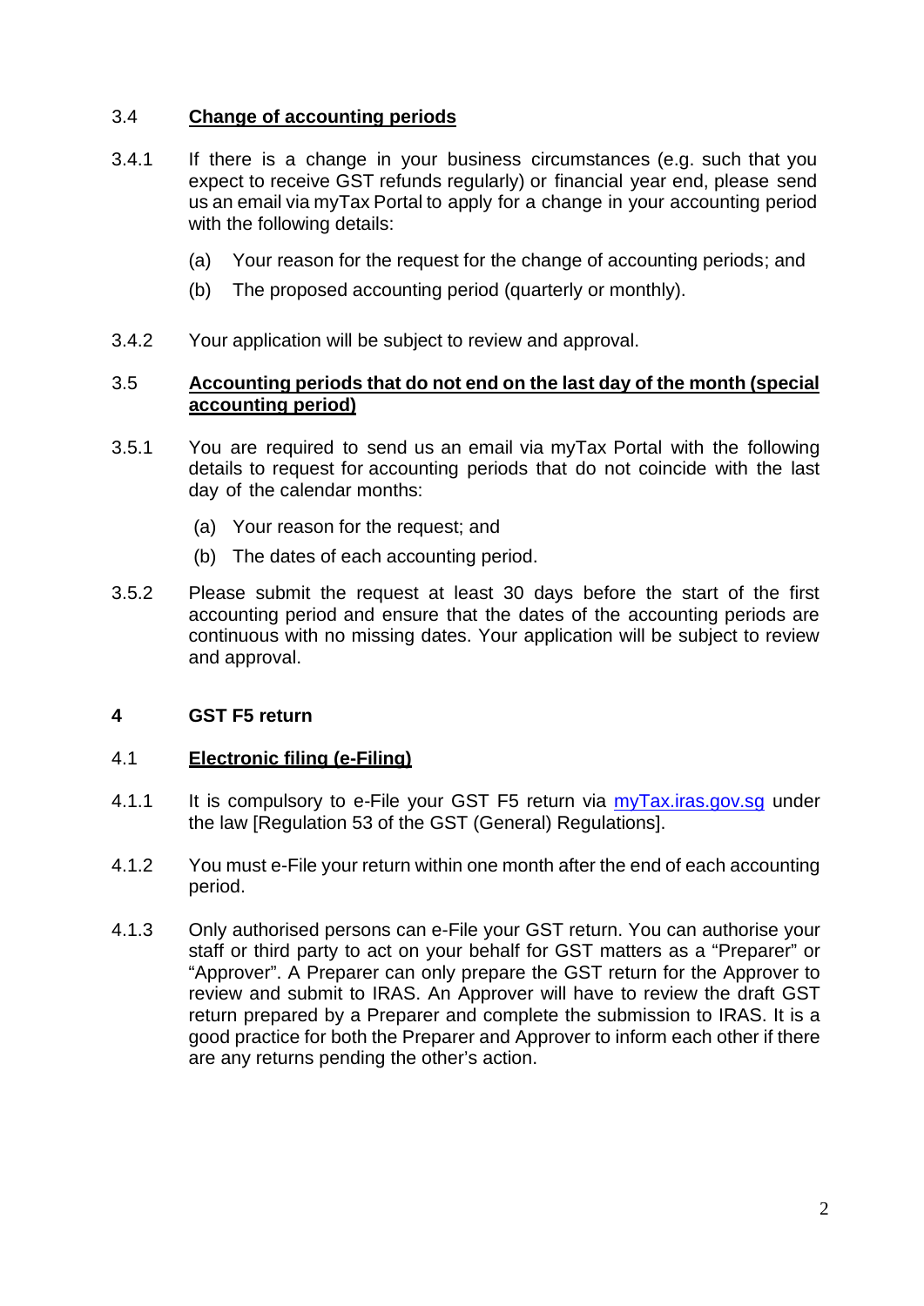### 3.4 Change of accounting periods

3.4.1 If there is a change in your business circumstances (e.g. such that you expect to receive GST refunds regularly) or financial year end, please send us an email via myTax Portal to apply for a change in your accounting period with the following details:

(a) Your reason for the request for the change of accounting periods; and

(b) The proposed accounting period (quarterly or monthly).

3.4.2 Your application will be subject to review and approval.

### 3.5 Accounting periods that do not end on the last day of the month (special accounting period)

3.5.1 You are required to send us an email via myTax Portal with the following details to request for accounting periods that do not coincide with the last day of the calendar months:

(a) Your reason for the request; and

(b) The dates of each accounting period.

3.5.2 Please submit the request at least 30 days before the start of the first accounting period and ensure that the dates of the accounting periods are continuous with no missing dates. Your application will be subject to review and approval.

## 4 GST F5 return

### 4.1 Electronic filing (e-Filing)

4.1.1 It is compulsory to e-File your GST F5 return via [myTax.iras.gov.sg](https://mytax.iras.gov.sg) under the law [Regulation 53 of the GST (General) Regulations].

4.1.2 You must e-File your return within one month after the end of each accounting period.

4.1.3 Only authorised persons can e-File your GST return. You can authorise your staff or third party to act on your behalf for GST matters as a “Preparer” or “Approver”. A Preparer can only prepare the GST return for the Approver to review and submit to IRAS. An Approver will have to review the draft GST return prepared by a Preparer and complete the submission to IRAS. It is a good practice for both the Preparer and Approver to inform each other if there are any returns pending the other’s action.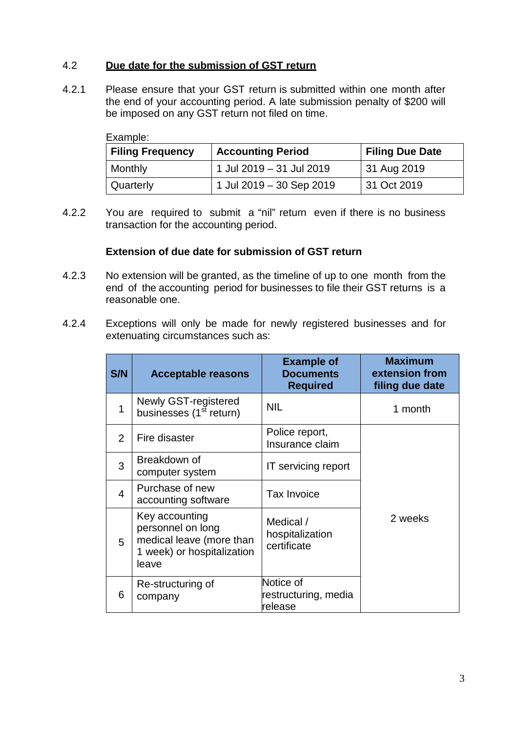## 4.2 Due date for the submission of GST return

4.2.1 Please ensure that your GST return is submitted within one month after the end of your accounting period. A late submission penalty of $200 will be imposed on any GST return not filed on time.

Example:

| Filing Frequency | Accounting Period | Filing Due Date |
|---|---|---|
| Monthly | 1 Jul 2019 – 31 Jul 2019 | 31 Aug 2019 |
| Quarterly | 1 Jul 2019 – 30 Sep 2019 | 31 Oct 2019 |

4.2.2 You are required to submit a "nil" return even if there is no business transaction for the accounting period.

**Extension of due date for submission of GST return**

4.2.3 No extension will be granted, as the timeline of up to one month from the end of the accounting period for businesses to file their GST returns is a reasonable one.

4.2.4 Exceptions will only be made for newly registered businesses and for extenuating circumstances such as:

| S/N | Acceptable reasons | Example of Documents Required | Maximum extension from filing due date |
|---|---|---|---|
| 1 | Newly GST-registered businesses (1st return) | NIL | 1 month |
| 2 | Fire disaster | Police report, Insurance claim | 2 weeks |
| 3 | Breakdown of computer system | IT servicing report | |
| 4 | Purchase of new accounting software | Tax Invoice | |
| 5 | Key accounting personnel on long medical leave (more than 1 week) or hospitalization leave | Medical / hospitalization certificate | |
| 6 | Re-structuring of company | Notice of restructuring, media release | |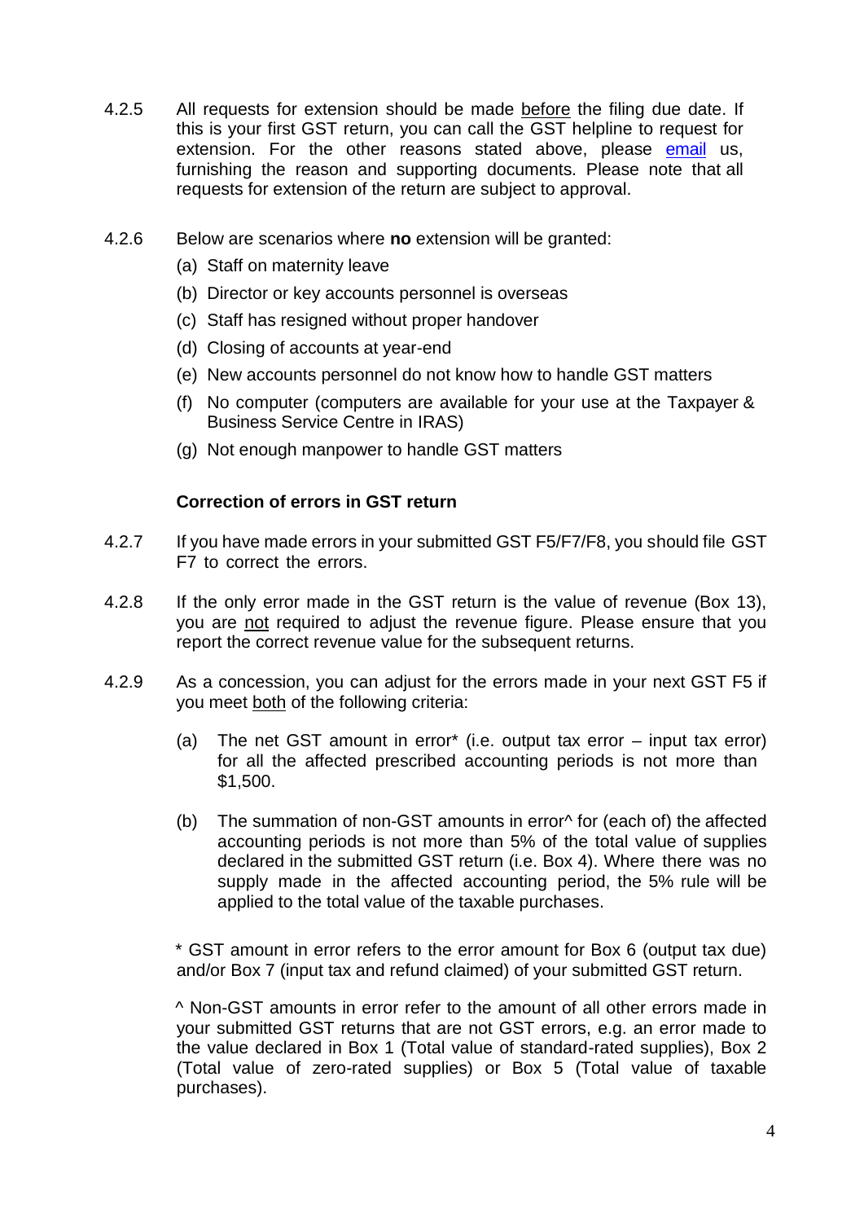4.2.5 All requests for extension should be made before the filing due date. If this is your first GST return, you can call the GST helpline to request for extension. For the other reasons stated above, please email us, furnishing the reason and supporting documents. Please note that all requests for extension of the return are subject to approval.

4.2.6 Below are scenarios where **no** extension will be granted:

(a) Staff on maternity leave

(b) Director or key accounts personnel is overseas

(c) Staff has resigned without proper handover

(d) Closing of accounts at year-end

(e) New accounts personnel do not know how to handle GST matters

(f) No computer (computers are available for your use at the Taxpayer & Business Service Centre in IRAS)

(g) Not enough manpower to handle GST matters

### Correction of errors in GST return

4.2.7 If you have made errors in your submitted GST F5/F7/F8, you should file GST F7 to correct the errors.

4.2.8 If the only error made in the GST return is the value of revenue (Box 13), you are not required to adjust the revenue figure. Please ensure that you report the correct revenue value for the subsequent returns.

4.2.9 As a concession, you can adjust for the errors made in your next GST F5 if you meet both of the following criteria:

(a) The net GST amount in error* (i.e. output tax error – input tax error) for all the affected prescribed accounting periods is not more than $1,500.

(b) The summation of non-GST amounts in error^ for (each of) the affected accounting periods is not more than 5% of the total value of supplies declared in the submitted GST return (i.e. Box 4). Where there was no supply made in the affected accounting period, the 5% rule will be applied to the total value of the taxable purchases.

* GST amount in error refers to the error amount for Box 6 (output tax due) and/or Box 7 (input tax and refund claimed) of your submitted GST return.

^ Non-GST amounts in error refer to the amount of all other errors made in your submitted GST returns that are not GST errors, e.g. an error made to the value declared in Box 1 (Total value of standard-rated supplies), Box 2 (Total value of zero-rated supplies) or Box 5 (Total value of taxable purchases).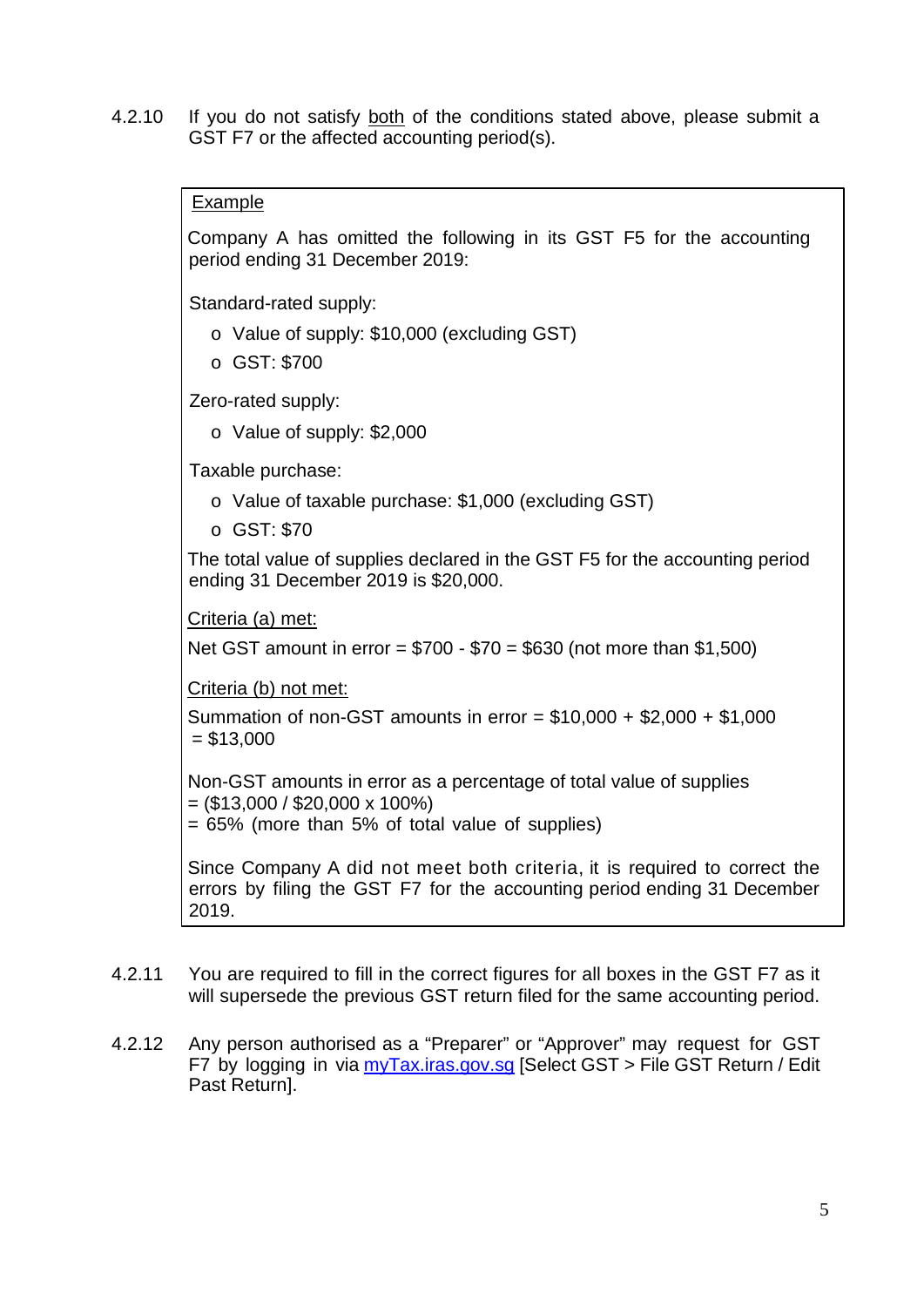4.2.10 If you do not satisfy both of the conditions stated above, please submit a GST F7 or the affected accounting period(s).

> Example
>
> Company A has omitted the following in its GST F5 for the accounting period ending 31 December 2019:
>
> Standard-rated supply:
>
> - Value of supply: $10,000 (excluding GST)
> - GST: $700
>
> Zero-rated supply:
>
> - Value of supply: $2,000
>
> Taxable purchase:
>
> - Value of taxable purchase: $1,000 (excluding GST)
> - GST: $70
>
> The total value of supplies declared in the GST F5 for the accounting period ending 31 December 2019 is $20,000.
>
> Criteria (a) met:
>
> Net GST amount in error = $700 - $70 = $630 (not more than $1,500)
>
> Criteria (b) not met:
>
> Summation of non-GST amounts in error = $10,000 + $2,000 + $1,000 = $13,000
>
> Non-GST amounts in error as a percentage of total value of supplies
> = ($13,000 / $20,000 x 100%)
> = 65% (more than 5% of total value of supplies)
>
> Since Company A did not meet both criteria, it is required to correct the errors by filing the GST F7 for the accounting period ending 31 December 2019.

4.2.11 You are required to fill in the correct figures for all boxes in the GST F7 as it will supersede the previous GST return filed for the same accounting period.

4.2.12 Any person authorised as a "Preparer" or "Approver" may request for GST F7 by logging in via myTax.iras.gov.sg [Select GST > File GST Return / Edit Past Return].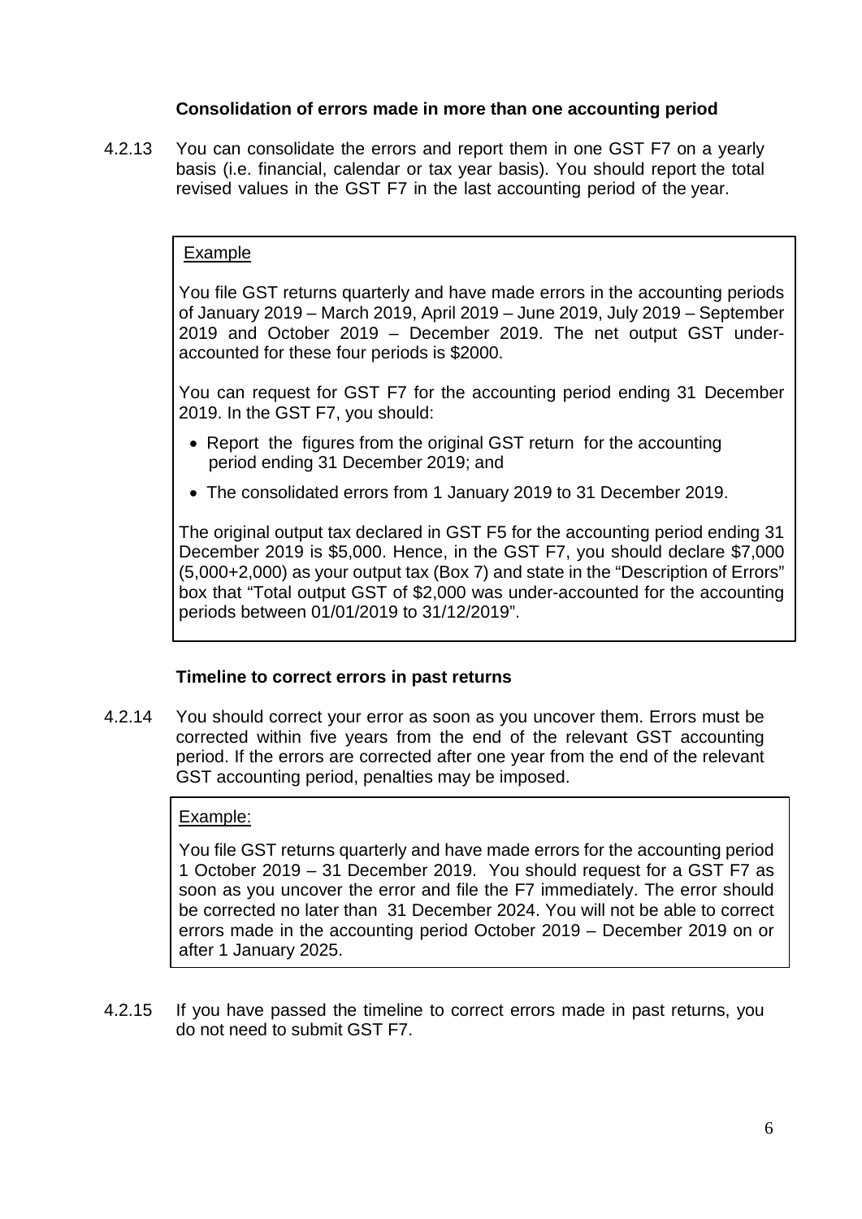### Consolidation of errors made in more than one accounting period

4.2.13 You can consolidate the errors and report them in one GST F7 on a yearly basis (i.e. financial, calendar or tax year basis). You should report the total revised values in the GST F7 in the last accounting period of the year.

> Example
>
> You file GST returns quarterly and have made errors in the accounting periods of January 2019 – March 2019, April 2019 – June 2019, July 2019 – September 2019 and October 2019 – December 2019. The net output GST under-accounted for these four periods is $2000.
>
> You can request for GST F7 for the accounting period ending 31 December 2019. In the GST F7, you should:
>
> - Report the figures from the original GST return for the accounting period ending 31 December 2019; and
> - The consolidated errors from 1 January 2019 to 31 December 2019.
>
> The original output tax declared in GST F5 for the accounting period ending 31 December 2019 is $5,000. Hence, in the GST F7, you should declare $7,000 (5,000+2,000) as your output tax (Box 7) and state in the "Description of Errors" box that "Total output GST of $2,000 was under-accounted for the accounting periods between 01/01/2019 to 31/12/2019".

### Timeline to correct errors in past returns

4.2.14 You should correct your error as soon as you uncover them. Errors must be corrected within five years from the end of the relevant GST accounting period. If the errors are corrected after one year from the end of the relevant GST accounting period, penalties may be imposed.

> Example:
>
> You file GST returns quarterly and have made errors for the accounting period 1 October 2019 – 31 December 2019. You should request for a GST F7 as soon as you uncover the error and file the F7 immediately. The error should be corrected no later than 31 December 2024. You will not be able to correct errors made in the accounting period October 2019 – December 2019 on or after 1 January 2025.

4.2.15 If you have passed the timeline to correct errors made in past returns, you do not need to submit GST F7.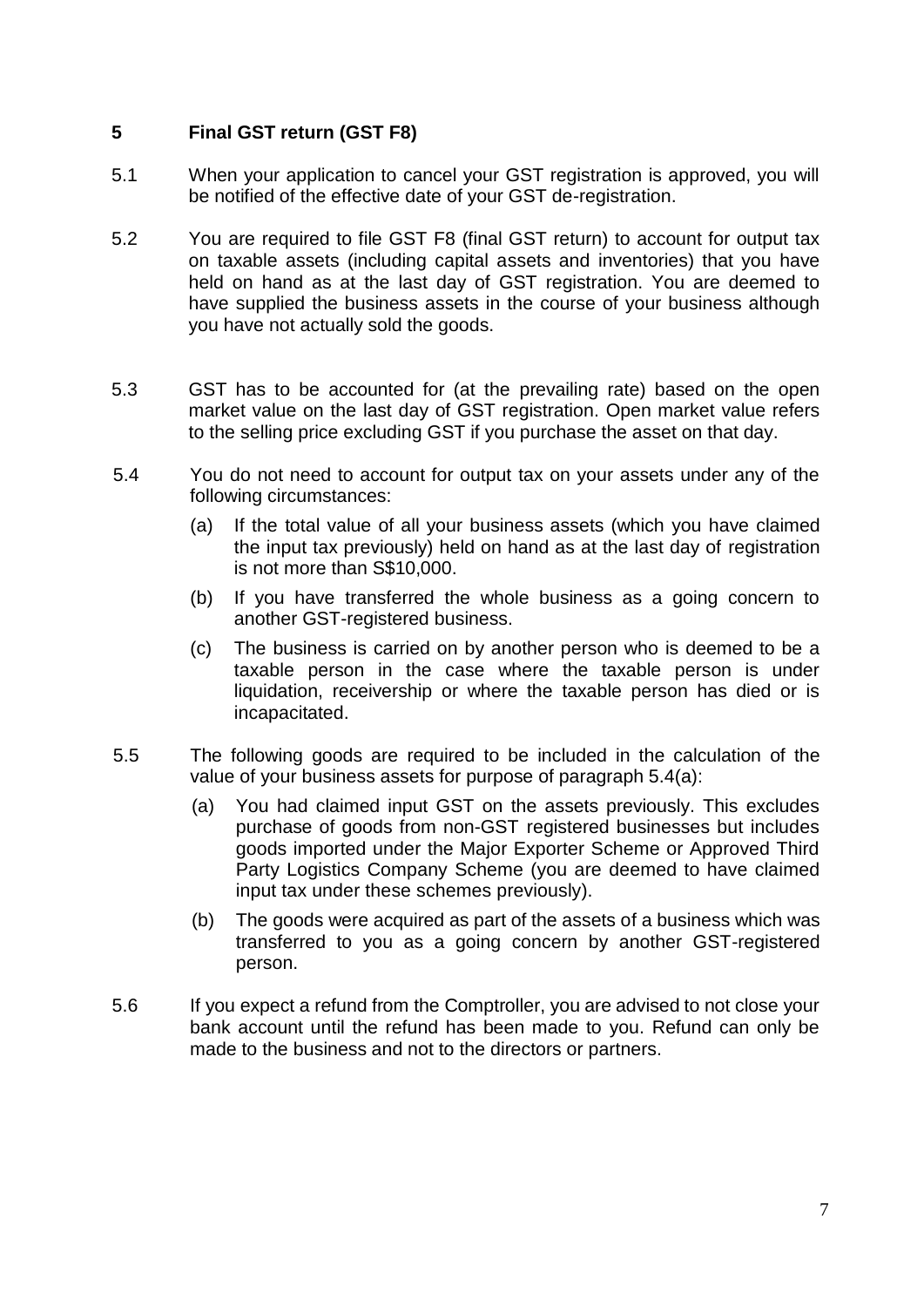## 5 Final GST return (GST F8)

5.1 When your application to cancel your GST registration is approved, you will be notified of the effective date of your GST de-registration.

5.2 You are required to file GST F8 (final GST return) to account for output tax on taxable assets (including capital assets and inventories) that you have held on hand as at the last day of GST registration. You are deemed to have supplied the business assets in the course of your business although you have not actually sold the goods.

5.3 GST has to be accounted for (at the prevailing rate) based on the open market value on the last day of GST registration. Open market value refers to the selling price excluding GST if you purchase the asset on that day.

5.4 You do not need to account for output tax on your assets under any of the following circumstances:

(a) If the total value of all your business assets (which you have claimed the input tax previously) held on hand as at the last day of registration is not more than S$10,000.

(b) If you have transferred the whole business as a going concern to another GST-registered business.

(c) The business is carried on by another person who is deemed to be a taxable person in the case where the taxable person is under liquidation, receivership or where the taxable person has died or is incapacitated.

5.5 The following goods are required to be included in the calculation of the value of your business assets for purpose of paragraph 5.4(a):

(a) You had claimed input GST on the assets previously. This excludes purchase of goods from non-GST registered businesses but includes goods imported under the Major Exporter Scheme or Approved Third Party Logistics Company Scheme (you are deemed to have claimed input tax under these schemes previously).

(b) The goods were acquired as part of the assets of a business which was transferred to you as a going concern by another GST-registered person.

5.6 If you expect a refund from the Comptroller, you are advised to not close your bank account until the refund has been made to you. Refund can only be made to the business and not to the directors or partners.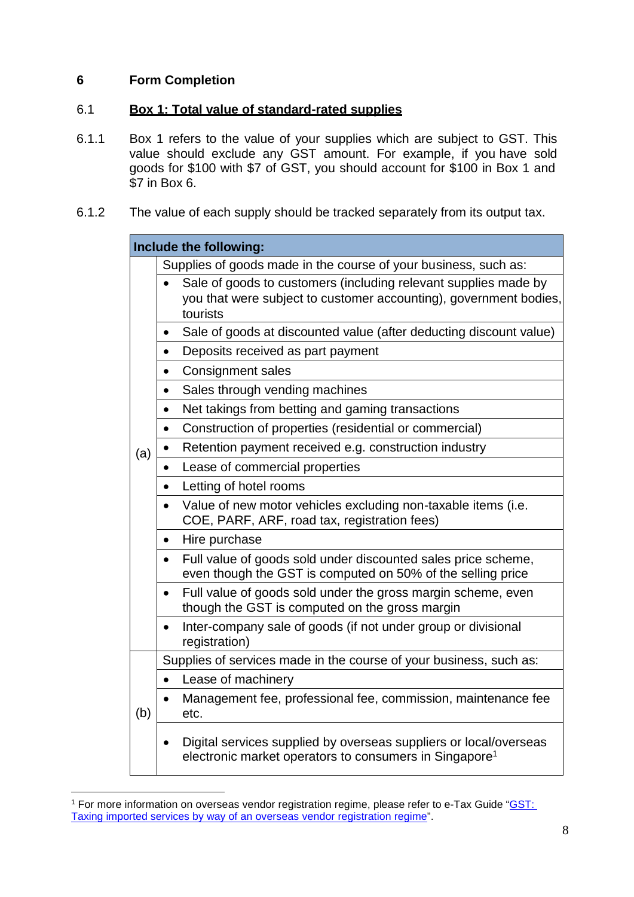## 6 Form Completion

### 6.1 Box 1: Total value of standard-rated supplies

6.1.1 Box 1 refers to the value of your supplies which are subject to GST. This value should exclude any GST amount. For example, if you have sold goods for $100 with $7 of GST, you should account for $100 in Box 1 and $7 in Box 6.

6.1.2 The value of each supply should be tracked separately from its output tax.

| Include the following: | |
|---|---|
| (a) | Supplies of goods made in the course of your business, such as: |
| | • Sale of goods to customers (including relevant supplies made by you that were subject to customer accounting), government bodies, tourists |
| | • Sale of goods at discounted value (after deducting discount value) |
| | • Deposits received as part payment |
| | • Consignment sales |
| | • Sales through vending machines |
| | • Net takings from betting and gaming transactions |
| | • Construction of properties (residential or commercial) |
| | • Retention payment received e.g. construction industry |
| | • Lease of commercial properties |
| | • Letting of hotel rooms |
| | • Value of new motor vehicles excluding non-taxable items (i.e. COE, PARF, ARF, road tax, registration fees) |
| | • Hire purchase |
| | • Full value of goods sold under discounted sales price scheme, even though the GST is computed on 50% of the selling price |
| | • Full value of goods sold under the gross margin scheme, even though the GST is computed on the gross margin |
| | • Inter-company sale of goods (if not under group or divisional registration) |
| (b) | Supplies of services made in the course of your business, such as: |
| | • Lease of machinery |
| | • Management fee, professional fee, commission, maintenance fee etc. |
| | • Digital services supplied by overseas suppliers or local/overseas electronic market operators to consumers in Singapore[1] |

[1] For more information on overseas vendor registration regime, please refer to e-Tax Guide "GST: Taxing imported services by way of an overseas vendor registration regime".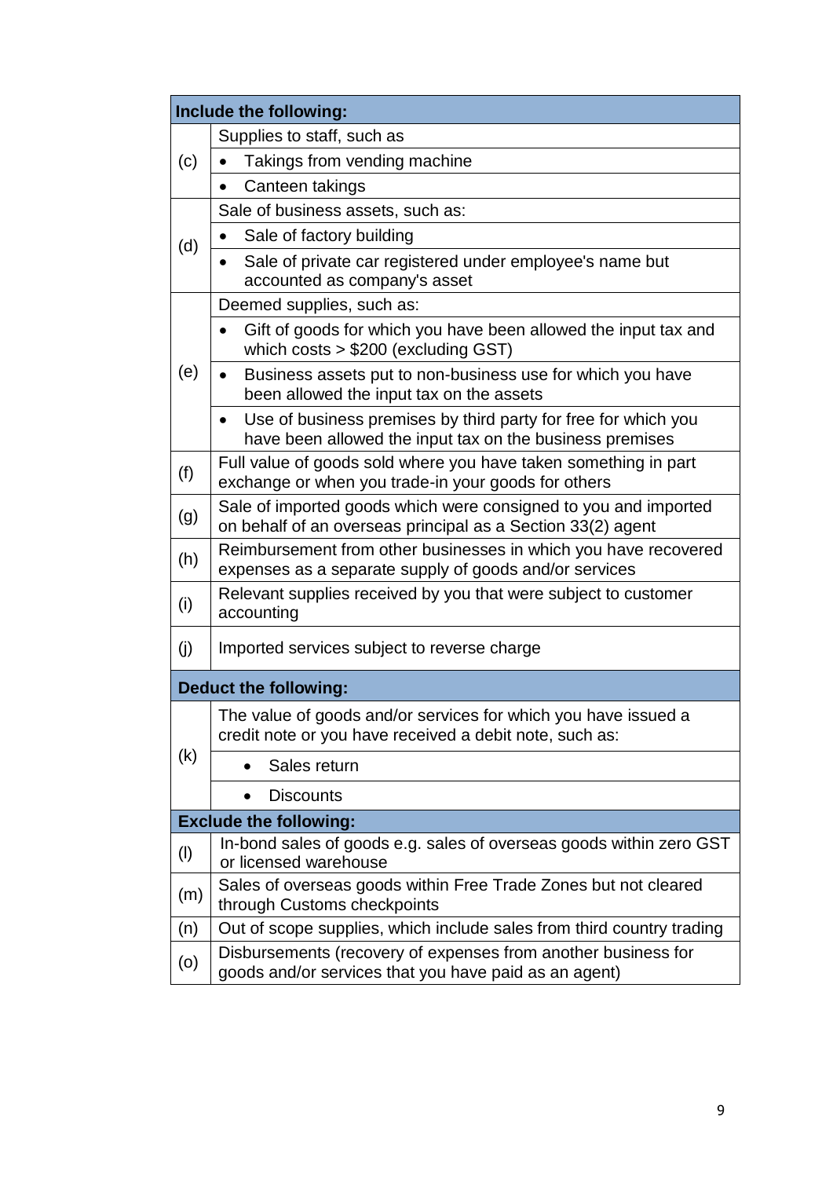| Include the following: | |
|---|---|
| (c) | Supplies to staff, such as |
| | • Takings from vending machine |
| | • Canteen takings |
| (d) | Sale of business assets, such as: |
| | • Sale of factory building |
| | • Sale of private car registered under employee's name but accounted as company's asset |
| (e) | Deemed supplies, such as: |
| | • Gift of goods for which you have been allowed the input tax and which costs > $200 (excluding GST) |
| | • Business assets put to non-business use for which you have been allowed the input tax on the assets |
| | • Use of business premises by third party for free for which you have been allowed the input tax on the business premises |
| (f) | Full value of goods sold where you have taken something in part exchange or when you trade-in your goods for others |
| (g) | Sale of imported goods which were consigned to you and imported on behalf of an overseas principal as a Section 33(2) agent |
| (h) | Reimbursement from other businesses in which you have recovered expenses as a separate supply of goods and/or services |
| (i) | Relevant supplies received by you that were subject to customer accounting |
| (j) | Imported services subject to reverse charge |
| **Deduct the following:** | |
| (k) | The value of goods and/or services for which you have issued a credit note or you have received a debit note, such as: |
| | • Sales return |
| | • Discounts |
| **Exclude the following:** | |
| (l) | In-bond sales of goods e.g. sales of overseas goods within zero GST or licensed warehouse |
| (m) | Sales of overseas goods within Free Trade Zones but not cleared through Customs checkpoints |
| (n) | Out of scope supplies, which include sales from third country trading |
| (o) | Disbursements (recovery of expenses from another business for goods and/or services that you have paid as an agent) |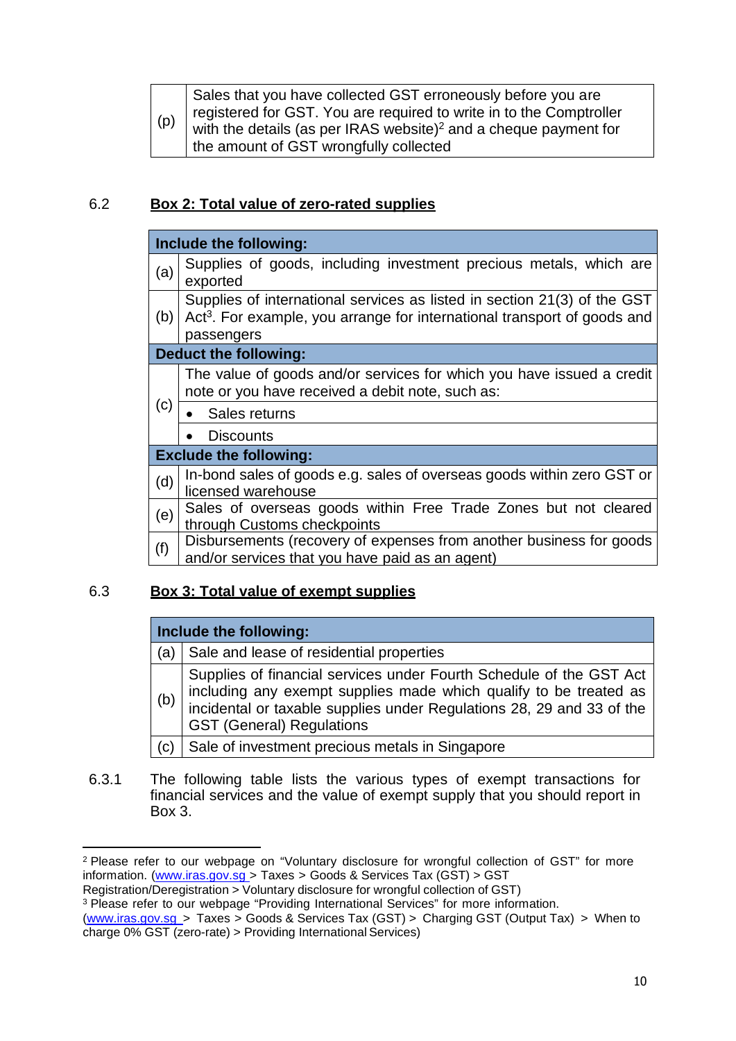| | |
|---|---|
| (p) | Sales that you have collected GST erroneously before you are registered for GST. You are required to write in to the Comptroller with the details (as per IRAS website)[2] and a cheque payment for the amount of GST wrongfully collected |

## 6.2 Box 2: Total value of zero-rated supplies

| **Include the following:** | |
|---|---|
| (a) | Supplies of goods, including investment precious metals, which are exported |
| (b) | Supplies of international services as listed in section 21(3) of the GST Act[3]. For example, you arrange for international transport of goods and passengers |
| **Deduct the following:** | |
| (c) | The value of goods and/or services for which you have issued a credit note or you have received a debit note, such as: |
| | • Sales returns |
| | • Discounts |
| **Exclude the following:** | |
| (d) | In-bond sales of goods e.g. sales of overseas goods within zero GST or licensed warehouse |
| (e) | Sales of overseas goods within Free Trade Zones but not cleared through Customs checkpoints |
| (f) | Disbursements (recovery of expenses from another business for goods and/or services that you have paid as an agent) |

## 6.3 Box 3: Total value of exempt supplies

| **Include the following:** | |
|---|---|
| (a) | Sale and lease of residential properties |
| (b) | Supplies of financial services under Fourth Schedule of the GST Act including any exempt supplies made which qualify to be treated as incidental or taxable supplies under Regulations 28, 29 and 33 of the GST (General) Regulations |
| (c) | Sale of investment precious metals in Singapore |

6.3.1 The following table lists the various types of exempt transactions for financial services and the value of exempt supply that you should report in Box 3.

---

[2] Please refer to our webpage on "Voluntary disclosure for wrongful collection of GST" for more information. (www.iras.gov.sg > Taxes > Goods & Services Tax (GST) > GST Registration/Deregistration > Voluntary disclosure for wrongful collection of GST)

[3] Please refer to our webpage "Providing International Services" for more information. (www.iras.gov.sg > Taxes > Goods & Services Tax (GST) > Charging GST (Output Tax) > When to charge 0% GST (zero-rate) > Providing International Services)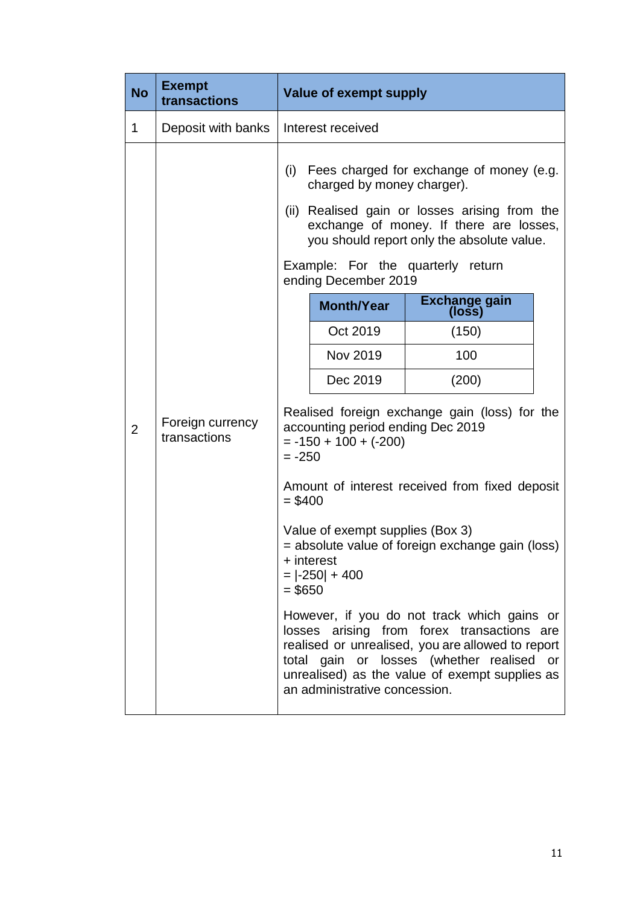| No | Exempt transactions | Value of exempt supply |
|---|---|---|
| 1 | Deposit with banks | Interest received |
| 2 | Foreign currency transactions | (i) Fees charged for exchange of money (e.g. charged by money charger).<br><br>(ii) Realised gain or losses arising from the exchange of money. If there are losses, you should report only the absolute value.<br><br>Example: For the quarterly return ending December 2019<br><br>Month/Year: Oct 2019 — Exchange gain (loss): (150)<br>Month/Year: Nov 2019 — Exchange gain (loss): 100<br>Month/Year: Dec 2019 — Exchange gain (loss): (200)<br><br>Realised foreign exchange gain (loss) for the accounting period ending Dec 2019<br>= -150 + 100 + (-200)<br>= -250<br><br>Amount of interest received from fixed deposit<br>= $400<br><br>Value of exempt supplies (Box 3)<br>= absolute value of foreign exchange gain (loss) + interest<br>= \|-250\| + 400<br>= $650<br><br>However, if you do not track which gains or losses arising from forex transactions are realised or unrealised, you are allowed to report total gain or losses (whether realised or unrealised) as the value of exempt supplies as an administrative concession. |

Example table (within No. 2):

| Month/Year | Exchange gain (loss) |
|---|---|
| Oct 2019 | (150) |
| Nov 2019 | 100 |
| Dec 2019 | (200) |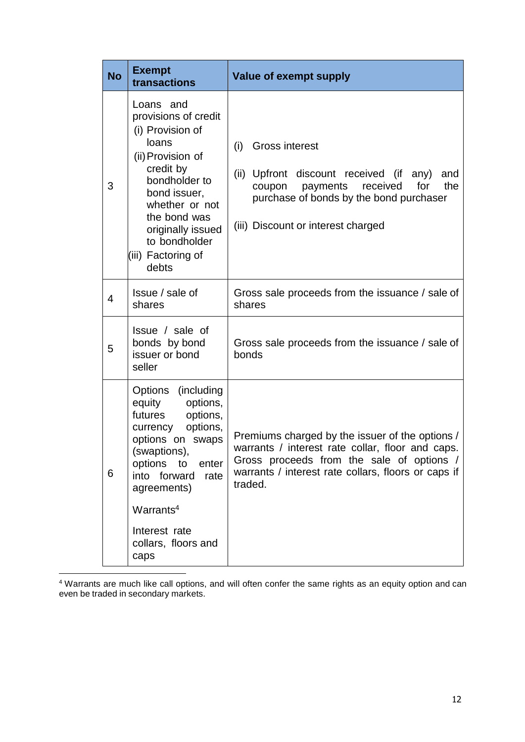| No | Exempt transactions | Value of exempt supply |
|---|---|---|
| 3 | Loans and provisions of credit<br>(i) Provision of loans<br>(ii) Provision of credit by bondholder to bond issuer, whether or not the bond was originally issued to bondholder<br>(iii) Factoring of debts | (i) Gross interest<br><br>(ii) Upfront discount received (if any) and coupon payments received for the purchase of bonds by the bond purchaser<br><br>(iii) Discount or interest charged |
| 4 | Issue / sale of shares | Gross sale proceeds from the issuance / sale of shares |
| 5 | Issue / sale of bonds by bond issuer or bond seller | Gross sale proceeds from the issuance / sale of bonds |
| 6 | Options (including equity options, futures options, currency options, options on swaps (swaptions), options to enter into forward rate agreements)<br><br>Warrants[4]<br><br>Interest rate collars, floors and caps | Premiums charged by the issuer of the options / warrants / interest rate collar, floor and caps. Gross proceeds from the sale of options / warrants / interest rate collars, floors or caps if traded. |

[4] Warrants are much like call options, and will often confer the same rights as an equity option and can even be traded in secondary markets.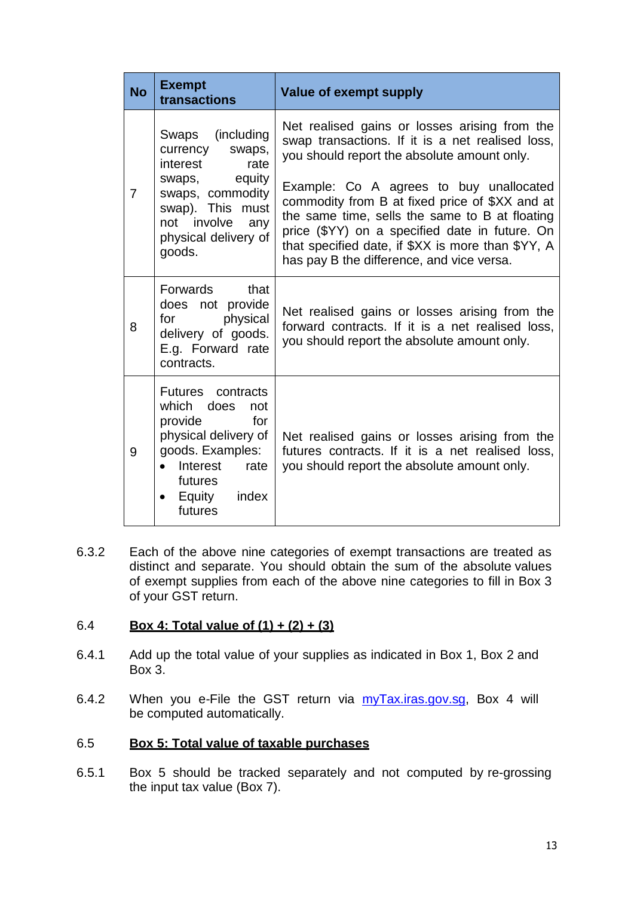| No | Exempt transactions | Value of exempt supply |
| --- | --- | --- |
| 7 | Swaps (including currency swaps, interest rate swaps, equity swaps, commodity swap). This must not involve any physical delivery of goods. | Net realised gains or losses arising from the swap transactions. If it is a net realised loss, you should report the absolute amount only.<br><br>Example: Co A agrees to buy unallocated commodity from B at fixed price of $XX and at the same time, sells the same to B at floating price ($YY) on a specified date in future. On that specified date, if $XX is more than $YY, A has pay B the difference, and vice versa. |
| 8 | Forwards that does not provide for physical delivery of goods. E.g. Forward rate contracts. | Net realised gains or losses arising from the forward contracts. If it is a net realised loss, you should report the absolute amount only. |
| 9 | Futures contracts which does not provide for physical delivery of goods. Examples:<br>• Interest rate futures<br>• Equity index futures | Net realised gains or losses arising from the futures contracts. If it is a net realised loss, you should report the absolute amount only. |

6.3.2 Each of the above nine categories of exempt transactions are treated as distinct and separate. You should obtain the sum of the absolute values of exempt supplies from each of the above nine categories to fill in Box 3 of your GST return.

## 6.4 Box 4: Total value of (1) + (2) + (3)

6.4.1 Add up the total value of your supplies as indicated in Box 1, Box 2 and Box 3.

6.4.2 When you e-File the GST return via myTax.iras.gov.sg, Box 4 will be computed automatically.

## 6.5 Box 5: Total value of taxable purchases

6.5.1 Box 5 should be tracked separately and not computed by re-grossing the input tax value (Box 7).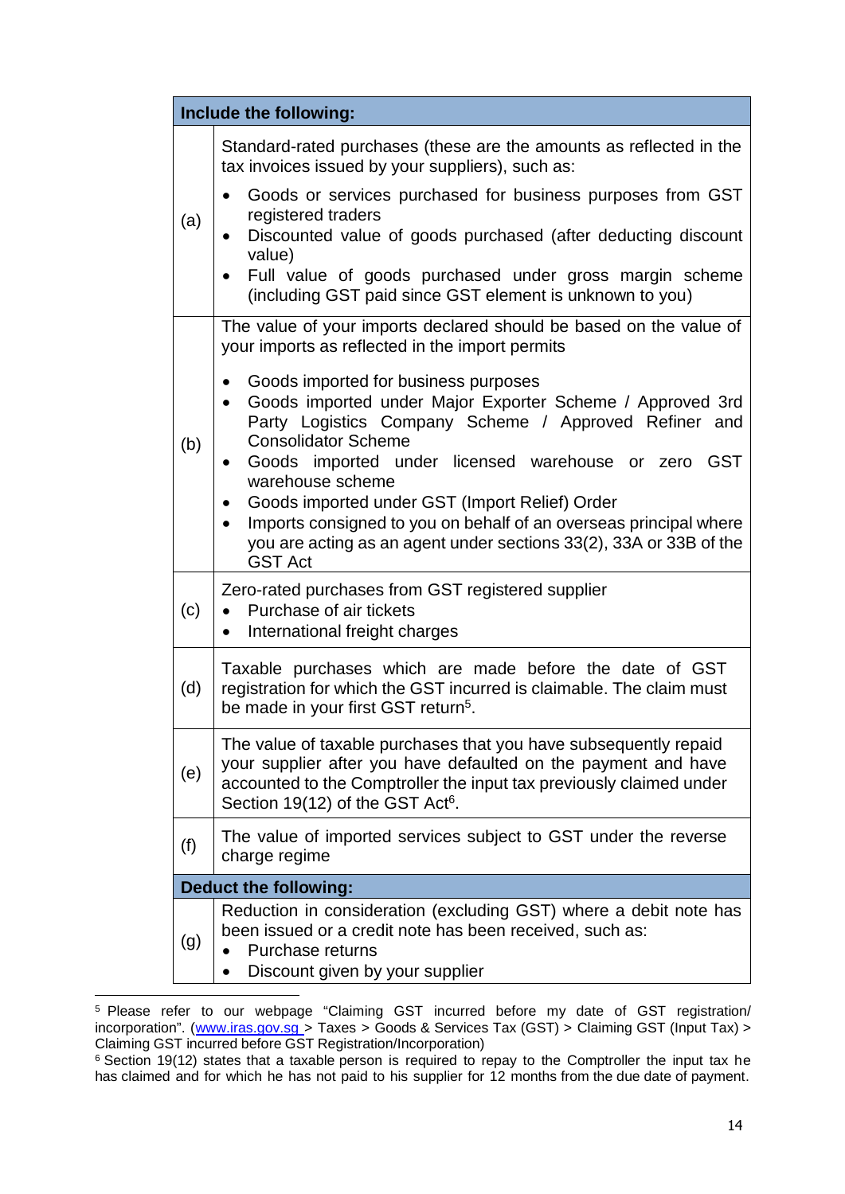| Include the following: | |
|---|---|
| (a) | Standard-rated purchases (these are the amounts as reflected in the tax invoices issued by your suppliers), such as:<br>• Goods or services purchased for business purposes from GST registered traders<br>• Discounted value of goods purchased (after deducting discount value)<br>• Full value of goods purchased under gross margin scheme (including GST paid since GST element is unknown to you) |
| (b) | The value of your imports declared should be based on the value of your imports as reflected in the import permits<br>• Goods imported for business purposes<br>• Goods imported under Major Exporter Scheme / Approved 3rd Party Logistics Company Scheme / Approved Refiner and Consolidator Scheme<br>• Goods imported under licensed warehouse or zero GST warehouse scheme<br>• Goods imported under GST (Import Relief) Order<br>• Imports consigned to you on behalf of an overseas principal where you are acting as an agent under sections 33(2), 33A or 33B of the GST Act |
| (c) | Zero-rated purchases from GST registered supplier<br>• Purchase of air tickets<br>• International freight charges |
| (d) | Taxable purchases which are made before the date of GST registration for which the GST incurred is claimable. The claim must be made in your first GST return[5]. |
| (e) | The value of taxable purchases that you have subsequently repaid your supplier after you have defaulted on the payment and have accounted to the Comptroller the input tax previously claimed under Section 19(12) of the GST Act[6]. |
| (f) | The value of imported services subject to GST under the reverse charge regime |
| **Deduct the following:** | |
| (g) | Reduction in consideration (excluding GST) where a debit note has been issued or a credit note has been received, such as:<br>• Purchase returns<br>• Discount given by your supplier |

[5] Please refer to our webpage "Claiming GST incurred before my date of GST registration/ incorporation". (www.iras.gov.sg > Taxes > Goods & Services Tax (GST) > Claiming GST (Input Tax) > Claiming GST incurred before GST Registration/Incorporation)

[6] Section 19(12) states that a taxable person is required to repay to the Comptroller the input tax he has claimed and for which he has not paid to his supplier for 12 months from the due date of payment.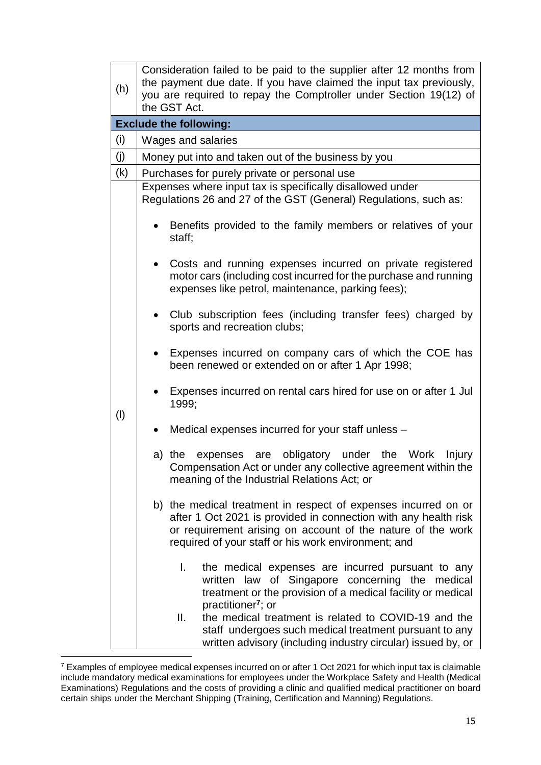| | |
|---|---|
| (h) | Consideration failed to be paid to the supplier after 12 months from the payment due date. If you have claimed the input tax previously, you are required to repay the Comptroller under Section 19(12) of the GST Act. |
| **Exclude the following:** | |
| (i) | Wages and salaries |
| (j) | Money put into and taken out of the business by you |
| (k) | Purchases for purely private or personal use |
| (l) | Expenses where input tax is specifically disallowed under Regulations 26 and 27 of the GST (General) Regulations, such as:<br><br>• Benefits provided to the family members or relatives of your staff;<br><br>• Costs and running expenses incurred on private registered motor cars (including cost incurred for the purchase and running expenses like petrol, maintenance, parking fees);<br><br>• Club subscription fees (including transfer fees) charged by sports and recreation clubs;<br><br>• Expenses incurred on company cars of which the COE has been renewed or extended on or after 1 Apr 1998;<br><br>• Expenses incurred on rental cars hired for use on or after 1 Jul 1999;<br><br>• Medical expenses incurred for your staff unless –<br><br>a) the expenses are obligatory under the Work Injury Compensation Act or under any collective agreement within the meaning of the Industrial Relations Act; or<br><br>b) the medical treatment in respect of expenses incurred on or after 1 Oct 2021 is provided in connection with any health risk or requirement arising on account of the nature of the work required of your staff or his work environment; and<br><br>I. the medical expenses are incurred pursuant to any written law of Singapore concerning the medical treatment or the provision of a medical facility or medical practitioner[7]; or<br>II. the medical treatment is related to COVID-19 and the staff undergoes such medical treatment pursuant to any written advisory (including industry circular) issued by, or |

[7] Examples of employee medical expenses incurred on or after 1 Oct 2021 for which input tax is claimable include mandatory medical examinations for employees under the Workplace Safety and Health (Medical Examinations) Regulations and the costs of providing a clinic and qualified medical practitioner on board certain ships under the Merchant Shipping (Training, Certification and Manning) Regulations.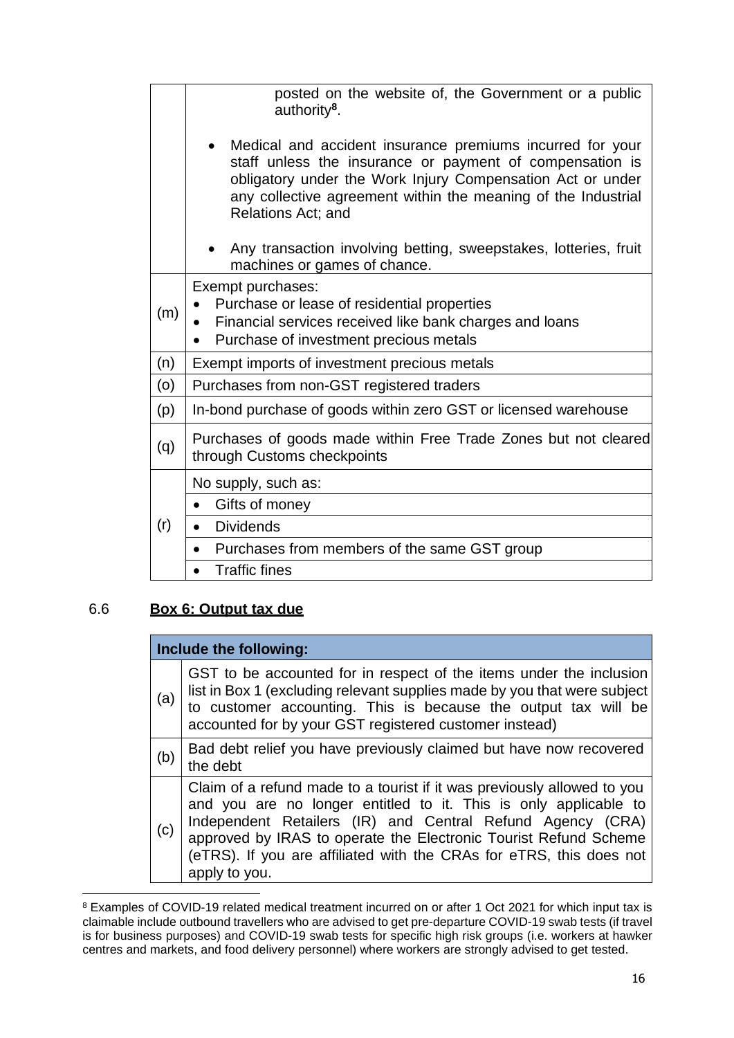| | |
|---|---|
| | posted on the website of, the Government or a public authority[8].<br><br>• Medical and accident insurance premiums incurred for your staff unless the insurance or payment of compensation is obligatory under the Work Injury Compensation Act or under any collective agreement within the meaning of the Industrial Relations Act; and<br><br>• Any transaction involving betting, sweepstakes, lotteries, fruit machines or games of chance. |
| (m) | Exempt purchases:<br>• Purchase or lease of residential properties<br>• Financial services received like bank charges and loans<br>• Purchase of investment precious metals |
| (n) | Exempt imports of investment precious metals |
| (o) | Purchases from non-GST registered traders |
| (p) | In-bond purchase of goods within zero GST or licensed warehouse |
| (q) | Purchases of goods made within Free Trade Zones but not cleared through Customs checkpoints |
| (r) | No supply, such as:<br>• Gifts of money<br>• Dividends<br>• Purchases from members of the same GST group<br>• Traffic fines |

## 6.6 Box 6: Output tax due

| Include the following: | |
|---|---|
| (a) | GST to be accounted for in respect of the items under the inclusion list in Box 1 (excluding relevant supplies made by you that were subject to customer accounting. This is because the output tax will be accounted for by your GST registered customer instead) |
| (b) | Bad debt relief you have previously claimed but have now recovered the debt |
| (c) | Claim of a refund made to a tourist if it was previously allowed to you and you are no longer entitled to it. This is only applicable to Independent Retailers (IR) and Central Refund Agency (CRA) approved by IRAS to operate the Electronic Tourist Refund Scheme (eTRS). If you are affiliated with the CRAs for eTRS, this does not apply to you. |

[8] Examples of COVID-19 related medical treatment incurred on or after 1 Oct 2021 for which input tax is claimable include outbound travellers who are advised to get pre-departure COVID-19 swab tests (if travel is for business purposes) and COVID-19 swab tests for specific high risk groups (i.e. workers at hawker centres and markets, and food delivery personnel) where workers are strongly advised to get tested.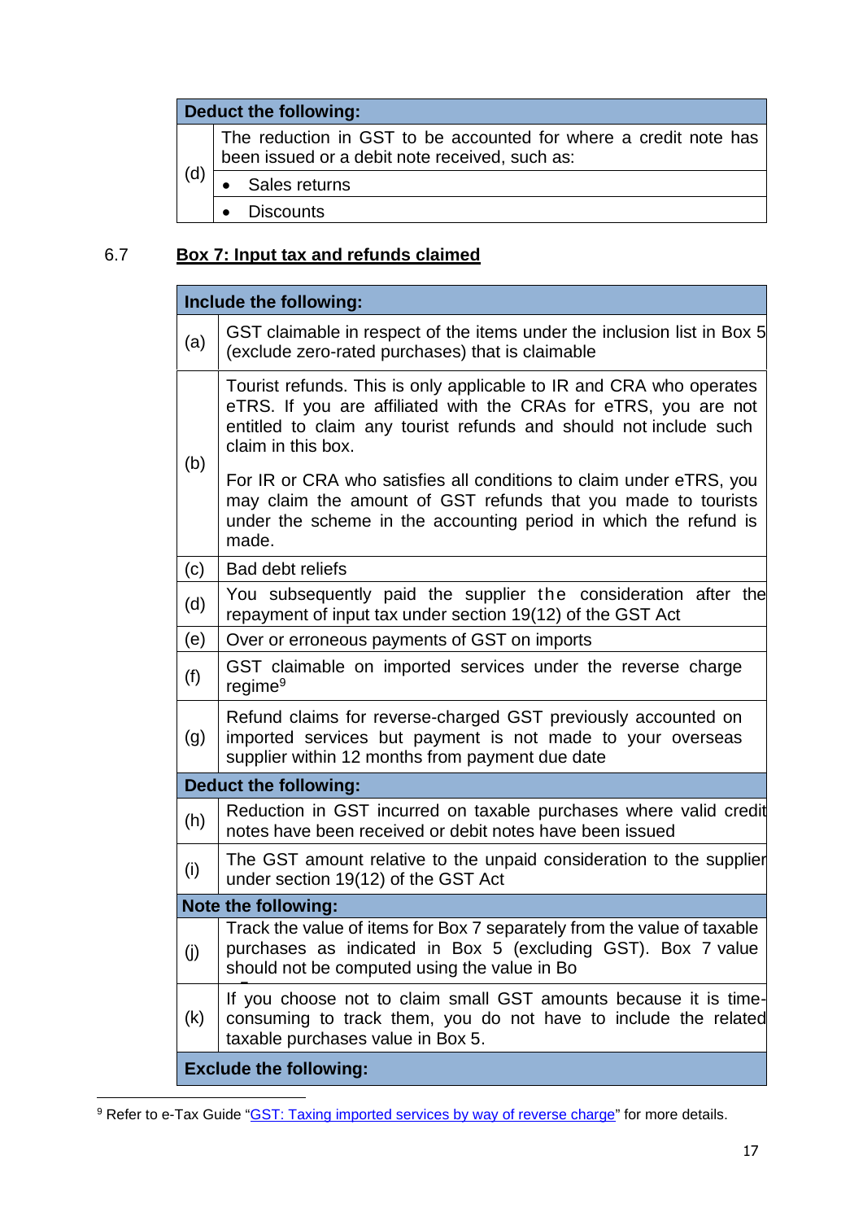| Deduct the following: | |
|---|---|
| (d) | The reduction in GST to be accounted for where a credit note has been issued or a debit note received, such as: |
| | • Sales returns |
| | • Discounts |

6.7 **Box 7: Input tax and refunds claimed**

| Include the following: | |
|---|---|
| (a) | GST claimable in respect of the items under the inclusion list in Box 5 (exclude zero-rated purchases) that is claimable |
| (b) | Tourist refunds. This is only applicable to IR and CRA who operates eTRS. If you are affiliated with the CRAs for eTRS, you are not entitled to claim any tourist refunds and should not include such claim in this box.<br><br>For IR or CRA who satisfies all conditions to claim under eTRS, you may claim the amount of GST refunds that you made to tourists under the scheme in the accounting period in which the refund is made. |
| (c) | Bad debt reliefs |
| (d) | You subsequently paid the supplier the consideration after the repayment of input tax under section 19(12) of the GST Act |
| (e) | Over or erroneous payments of GST on imports |
| (f) | GST claimable on imported services under the reverse charge regime[9] |
| (g) | Refund claims for reverse-charged GST previously accounted on imported services but payment is not made to your overseas supplier within 12 months from payment due date |
| **Deduct the following:** | |
| (h) | Reduction in GST incurred on taxable purchases where valid credit notes have been received or debit notes have been issued |
| (i) | The GST amount relative to the unpaid consideration to the supplier under section 19(12) of the GST Act |
| **Note the following:** | |
| (j) | Track the value of items for Box 7 separately from the value of taxable purchases as indicated in Box 5 (excluding GST). Box 7 value should not be computed using the value in Box 5 |
| (k) | If you choose not to claim small GST amounts because it is time-consuming to track them, you do not have to include the related taxable purchases value in Box 5. |
| **Exclude the following:** | |

[9] Refer to e-Tax Guide "GST: Taxing imported services by way of reverse charge" for more details.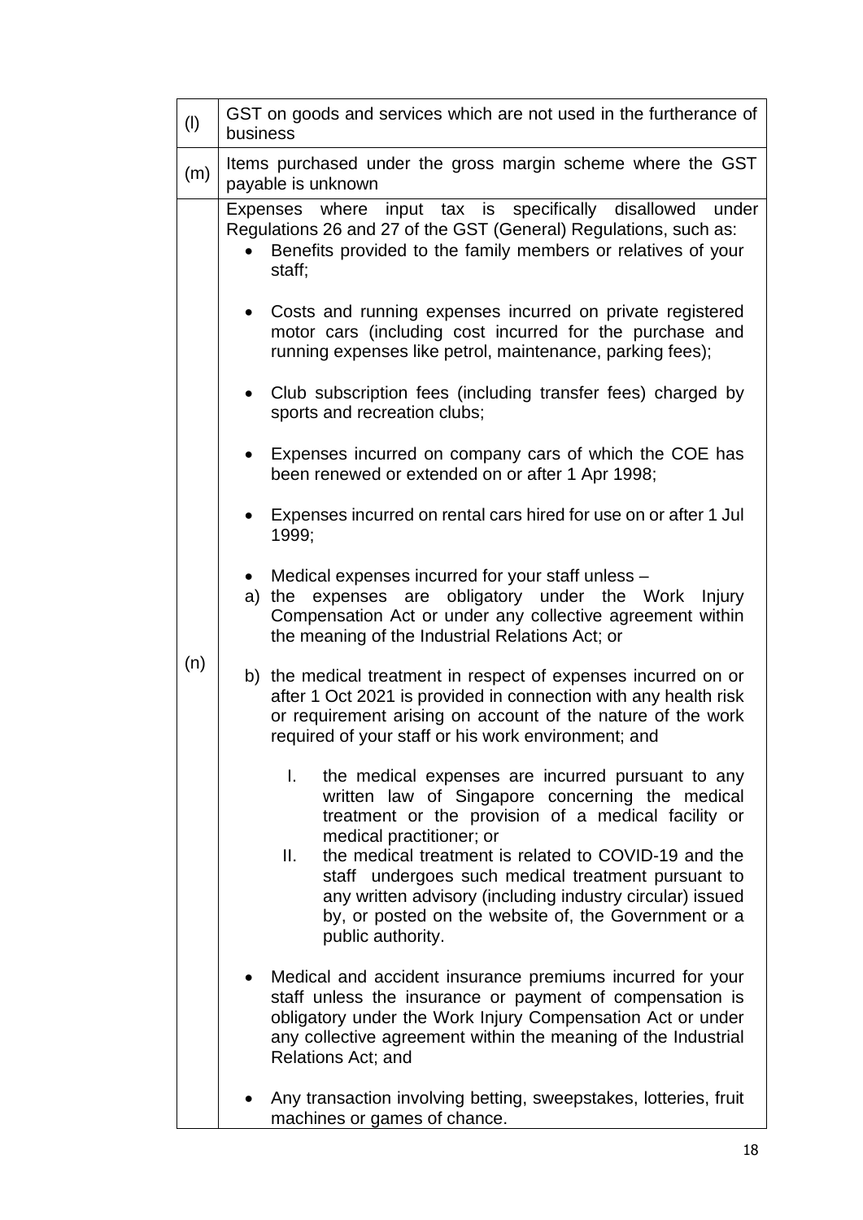| | |
|---|---|
| (l) | GST on goods and services which are not used in the furtherance of business |
| (m) | Items purchased under the gross margin scheme where the GST payable is unknown |
| (n) | Expenses where input tax is specifically disallowed under Regulations 26 and 27 of the GST (General) Regulations, such as:<br>• Benefits provided to the family members or relatives of your staff;<br>• Costs and running expenses incurred on private registered motor cars (including cost incurred for the purchase and running expenses like petrol, maintenance, parking fees);<br>• Club subscription fees (including transfer fees) charged by sports and recreation clubs;<br>• Expenses incurred on company cars of which the COE has been renewed or extended on or after 1 Apr 1998;<br>• Expenses incurred on rental cars hired for use on or after 1 Jul 1999;<br>• Medical expenses incurred for your staff unless –<br>a) the expenses are obligatory under the Work Injury Compensation Act or under any collective agreement within the meaning of the Industrial Relations Act; or<br>b) the medical treatment in respect of expenses incurred on or after 1 Oct 2021 is provided in connection with any health risk or requirement arising on account of the nature of the work required of your staff or his work environment; and<br>I. the medical expenses are incurred pursuant to any written law of Singapore concerning the medical treatment or the provision of a medical facility or medical practitioner; or<br>II. the medical treatment is related to COVID-19 and the staff undergoes such medical treatment pursuant to any written advisory (including industry circular) issued by, or posted on the website of, the Government or a public authority.<br>• Medical and accident insurance premiums incurred for your staff unless the insurance or payment of compensation is obligatory under the Work Injury Compensation Act or under any collective agreement within the meaning of the Industrial Relations Act; and<br>• Any transaction involving betting, sweepstakes, lotteries, fruit machines or games of chance. |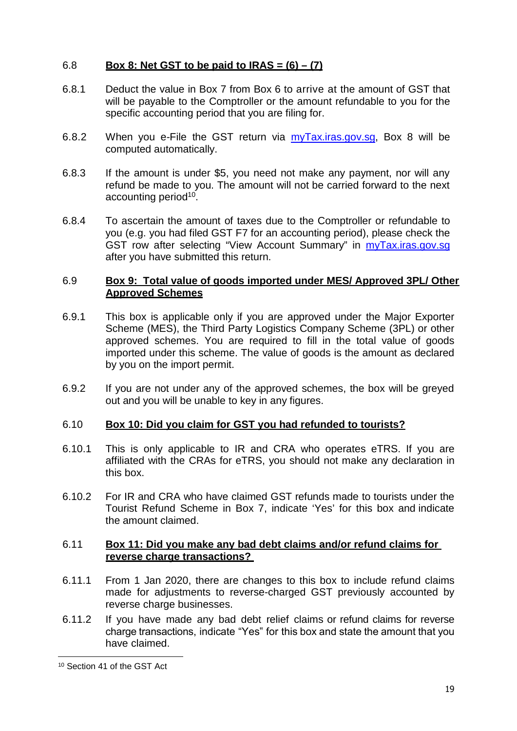### 6.8 **Box 8: Net GST to be paid to IRAS = (6) – (7)**

6.8.1 Deduct the value in Box 7 from Box 6 to arrive at the amount of GST that will be payable to the Comptroller or the amount refundable to you for the specific accounting period that you are filing for.

6.8.2 When you e-File the GST return via [myTax.iras.gov.sg](myTax.iras.gov.sg), Box 8 will be computed automatically.

6.8.3 If the amount is under $5, you need not make any payment, nor will any refund be made to you. The amount will not be carried forward to the next accounting period[10].

6.8.4 To ascertain the amount of taxes due to the Comptroller or refundable to you (e.g. you had filed GST F7 for an accounting period), please check the GST row after selecting "View Account Summary" in [myTax.iras.gov.sg](myTax.iras.gov.sg) after you have submitted this return.

### 6.9 **Box 9: Total value of goods imported under MES/ Approved 3PL/ Other Approved Schemes**

6.9.1 This box is applicable only if you are approved under the Major Exporter Scheme (MES), the Third Party Logistics Company Scheme (3PL) or other approved schemes. You are required to fill in the total value of goods imported under this scheme. The value of goods is the amount as declared by you on the import permit.

6.9.2 If you are not under any of the approved schemes, the box will be greyed out and you will be unable to key in any figures.

### 6.10 **Box 10: Did you claim for GST you had refunded to tourists?**

6.10.1 This is only applicable to IR and CRA who operates eTRS. If you are affiliated with the CRAs for eTRS, you should not make any declaration in this box.

6.10.2 For IR and CRA who have claimed GST refunds made to tourists under the Tourist Refund Scheme in Box 7, indicate 'Yes' for this box and indicate the amount claimed.

### 6.11 **Box 11: Did you make any bad debt claims and/or refund claims for reverse charge transactions?**

6.11.1 From 1 Jan 2020, there are changes to this box to include refund claims made for adjustments to reverse-charged GST previously accounted by reverse charge businesses.

6.11.2 If you have made any bad debt relief claims or refund claims for reverse charge transactions, indicate "Yes" for this box and state the amount that you have claimed.

---

[10] Section 41 of the GST Act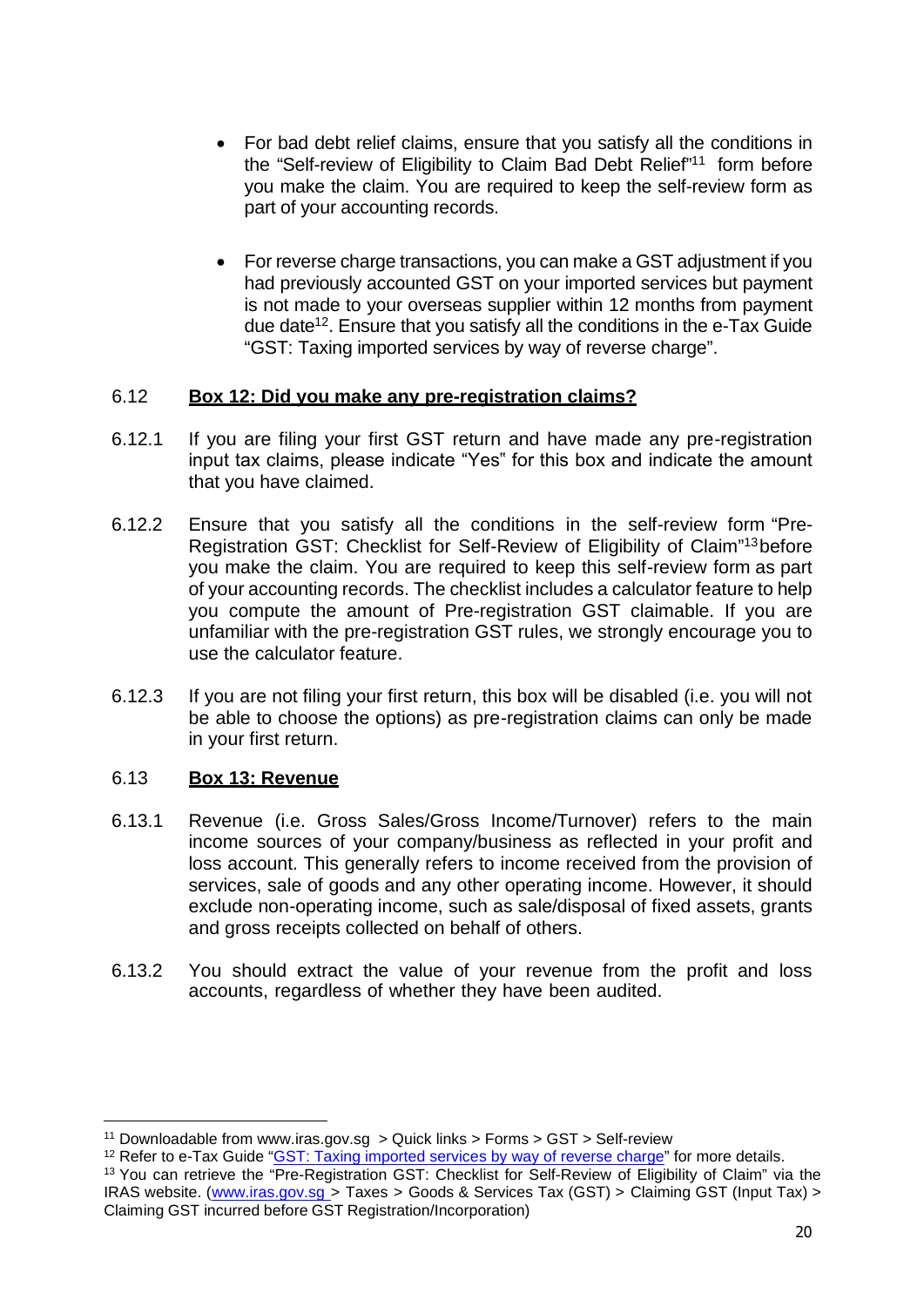- For bad debt relief claims, ensure that you satisfy all the conditions in the "Self-review of Eligibility to Claim Bad Debt Relief"[11] form before you make the claim. You are required to keep the self-review form as part of your accounting records.

- For reverse charge transactions, you can make a GST adjustment if you had previously accounted GST on your imported services but payment is not made to your overseas supplier within 12 months from payment due date[12]. Ensure that you satisfy all the conditions in the e-Tax Guide "GST: Taxing imported services by way of reverse charge".

### 6.12 Box 12: Did you make any pre-registration claims?

6.12.1 If you are filing your first GST return and have made any pre-registration input tax claims, please indicate "Yes" for this box and indicate the amount that you have claimed.

6.12.2 Ensure that you satisfy all the conditions in the self-review form "Pre-Registration GST: Checklist for Self-Review of Eligibility of Claim"[13] before you make the claim. You are required to keep this self-review form as part of your accounting records. The checklist includes a calculator feature to help you compute the amount of Pre-registration GST claimable. If you are unfamiliar with the pre-registration GST rules, we strongly encourage you to use the calculator feature.

6.12.3 If you are not filing your first return, this box will be disabled (i.e. you will not be able to choose the options) as pre-registration claims can only be made in your first return.

### 6.13 Box 13: Revenue

6.13.1 Revenue (i.e. Gross Sales/Gross Income/Turnover) refers to the main income sources of your company/business as reflected in your profit and loss account. This generally refers to income received from the provision of services, sale of goods and any other operating income. However, it should exclude non-operating income, such as sale/disposal of fixed assets, grants and gross receipts collected on behalf of others.

6.13.2 You should extract the value of your revenue from the profit and loss accounts, regardless of whether they have been audited.

---

[11] Downloadable from www.iras.gov.sg > Quick links > Forms > GST > Self-review

[12] Refer to e-Tax Guide "GST: Taxing imported services by way of reverse charge" for more details.

[13] You can retrieve the "Pre-Registration GST: Checklist for Self-Review of Eligibility of Claim" via the IRAS website. (www.iras.gov.sg > Taxes > Goods & Services Tax (GST) > Claiming GST (Input Tax) > Claiming GST incurred before GST Registration/Incorporation)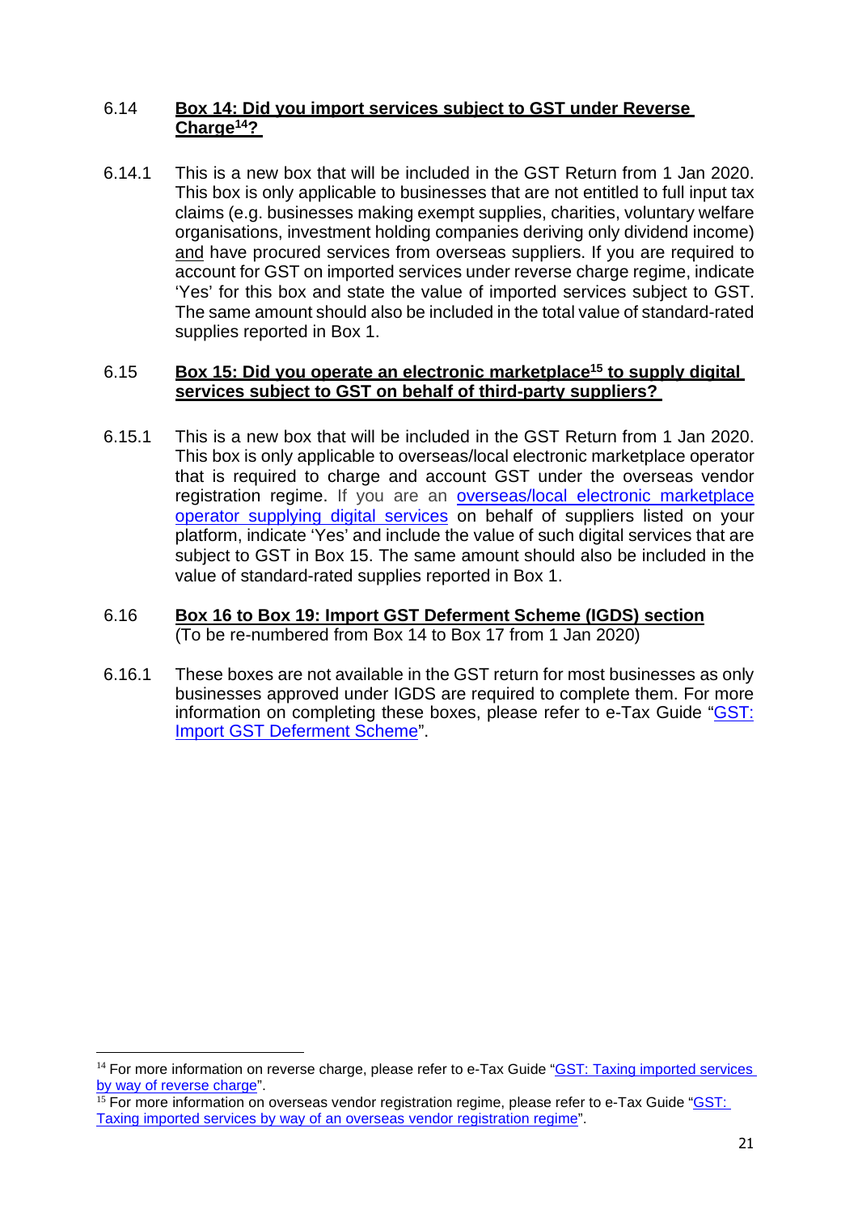### 6.14 Box 14: Did you import services subject to GST under Reverse Charge[14]?

6.14.1 This is a new box that will be included in the GST Return from 1 Jan 2020. This box is only applicable to businesses that are not entitled to full input tax claims (e.g. businesses making exempt supplies, charities, voluntary welfare organisations, investment holding companies deriving only dividend income) and have procured services from overseas suppliers. If you are required to account for GST on imported services under reverse charge regime, indicate 'Yes' for this box and state the value of imported services subject to GST. The same amount should also be included in the total value of standard-rated supplies reported in Box 1.

### 6.15 Box 15: Did you operate an electronic marketplace[15] to supply digital services subject to GST on behalf of third-party suppliers?

6.15.1 This is a new box that will be included in the GST Return from 1 Jan 2020. This box is only applicable to overseas/local electronic marketplace operator that is required to charge and account GST under the overseas vendor registration regime. If you are an overseas/local electronic marketplace operator supplying digital services on behalf of suppliers listed on your platform, indicate 'Yes' and include the value of such digital services that are subject to GST in Box 15. The same amount should also be included in the value of standard-rated supplies reported in Box 1.

### 6.16 Box 16 to Box 19: Import GST Deferment Scheme (IGDS) section

(To be re-numbered from Box 14 to Box 17 from 1 Jan 2020)

6.16.1 These boxes are not available in the GST return for most businesses as only businesses approved under IGDS are required to complete them. For more information on completing these boxes, please refer to e-Tax Guide "GST: Import GST Deferment Scheme".

---

[14] For more information on reverse charge, please refer to e-Tax Guide "GST: Taxing imported services by way of reverse charge".

[15] For more information on overseas vendor registration regime, please refer to e-Tax Guide "GST: Taxing imported services by way of an overseas vendor registration regime".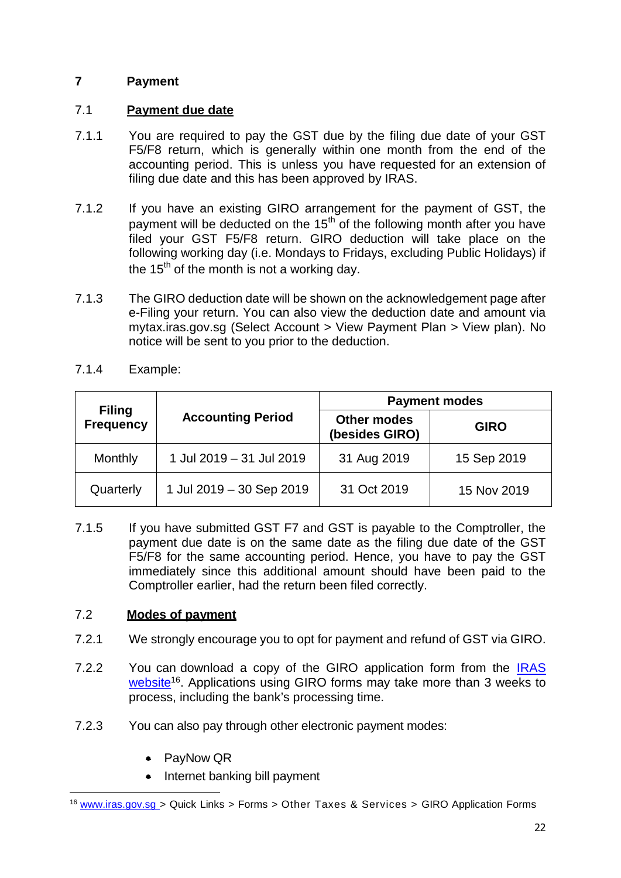## 7 Payment

### 7.1 Payment due date

7.1.1 You are required to pay the GST due by the filing due date of your GST F5/F8 return, which is generally within one month from the end of the accounting period. This is unless you have requested for an extension of filing due date and this has been approved by IRAS.

7.1.2 If you have an existing GIRO arrangement for the payment of GST, the payment will be deducted on the 15th of the following month after you have filed your GST F5/F8 return. GIRO deduction will take place on the following working day (i.e. Mondays to Fridays, excluding Public Holidays) if the 15th of the month is not a working day.

7.1.3 The GIRO deduction date will be shown on the acknowledgement page after e-Filing your return. You can also view the deduction date and amount via mytax.iras.gov.sg (Select Account > View Payment Plan > View plan). No notice will be sent to you prior to the deduction.

7.1.4 Example:

| Filing Frequency | Accounting Period | Payment modes | |
|---|---|---|---|
| | | Other modes (besides GIRO) | GIRO |
| Monthly | 1 Jul 2019 – 31 Jul 2019 | 31 Aug 2019 | 15 Sep 2019 |
| Quarterly | 1 Jul 2019 – 30 Sep 2019 | 31 Oct 2019 | 15 Nov 2019 |

7.1.5 If you have submitted GST F7 and GST is payable to the Comptroller, the payment due date is on the same date as the filing due date of the GST F5/F8 for the same accounting period. Hence, you have to pay the GST immediately since this additional amount should have been paid to the Comptroller earlier, had the return been filed correctly.

### 7.2 Modes of payment

7.2.1 We strongly encourage you to opt for payment and refund of GST via GIRO.

7.2.2 You can download a copy of the GIRO application form from the IRAS website[16]. Applications using GIRO forms may take more than 3 weeks to process, including the bank's processing time.

7.2.3 You can also pay through other electronic payment modes:

- PayNow QR
- Internet banking bill payment

[16] www.iras.gov.sg > Quick Links > Forms > Other Taxes & Services > GIRO Application Forms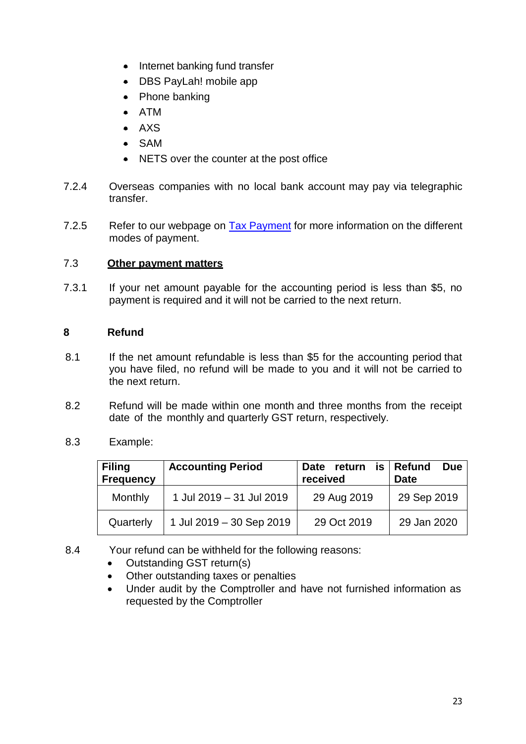- Internet banking fund transfer
- DBS PayLah! mobile app
- Phone banking
- ATM
- AXS
- SAM
- NETS over the counter at the post office

7.2.4 Overseas companies with no local bank account may pay via telegraphic transfer.

7.2.5 Refer to our webpage on [Tax Payment] for more information on the different modes of payment.

### 7.3 Other payment matters

7.3.1 If your net amount payable for the accounting period is less than $5, no payment is required and it will not be carried to the next return.

## 8 Refund

8.1 If the net amount refundable is less than $5 for the accounting period that you have filed, no refund will be made to you and it will not be carried to the next return.

8.2 Refund will be made within one month and three months from the receipt date of the monthly and quarterly GST return, respectively.

8.3 Example:

| Filing Frequency | Accounting Period | Date return is received | Refund Due Date |
|---|---|---|---|
| Monthly | 1 Jul 2019 – 31 Jul 2019 | 29 Aug 2019 | 29 Sep 2019 |
| Quarterly | 1 Jul 2019 – 30 Sep 2019 | 29 Oct 2019 | 29 Jan 2020 |

8.4 Your refund can be withheld for the following reasons:

- Outstanding GST return(s)
- Other outstanding taxes or penalties
- Under audit by the Comptroller and have not furnished information as requested by the Comptroller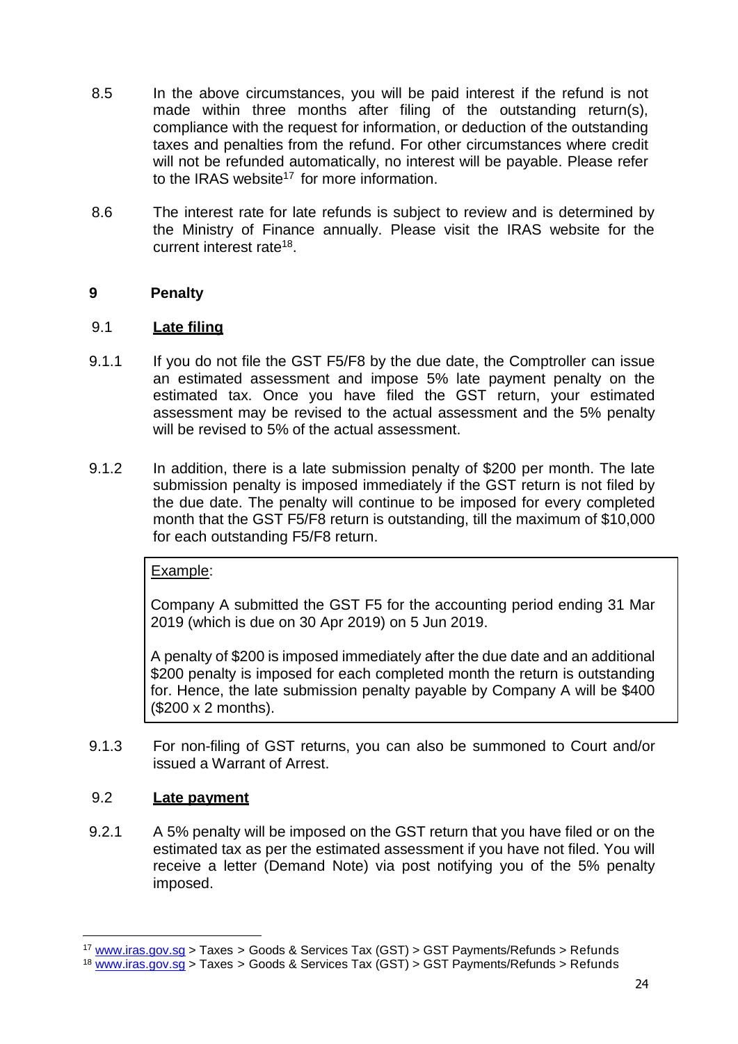8.5 In the above circumstances, you will be paid interest if the refund is not made within three months after filing of the outstanding return(s), compliance with the request for information, or deduction of the outstanding taxes and penalties from the refund. For other circumstances where credit will not be refunded automatically, no interest will be payable. Please refer to the IRAS website[17] for more information.

8.6 The interest rate for late refunds is subject to review and is determined by the Ministry of Finance annually. Please visit the IRAS website for the current interest rate[18].

## 9 Penalty

### 9.1 <u>Late filing</u>

9.1.1 If you do not file the GST F5/F8 by the due date, the Comptroller can issue an estimated assessment and impose 5% late payment penalty on the estimated tax. Once you have filed the GST return, your estimated assessment may be revised to the actual assessment and the 5% penalty will be revised to 5% of the actual assessment.

9.1.2 In addition, there is a late submission penalty of $200 per month. The late submission penalty is imposed immediately if the GST return is not filed by the due date. The penalty will continue to be imposed for every completed month that the GST F5/F8 return is outstanding, till the maximum of $10,000 for each outstanding F5/F8 return.

> <u>Example</u>:
>
> Company A submitted the GST F5 for the accounting period ending 31 Mar 2019 (which is due on 30 Apr 2019) on 5 Jun 2019.
>
> A penalty of $200 is imposed immediately after the due date and an additional $200 penalty is imposed for each completed month the return is outstanding for. Hence, the late submission penalty payable by Company A will be $400 ($200 x 2 months).

9.1.3 For non-filing of GST returns, you can also be summoned to Court and/or issued a Warrant of Arrest.

### 9.2 <u>Late payment</u>

9.2.1 A 5% penalty will be imposed on the GST return that you have filed or on the estimated tax as per the estimated assessment if you have not filed. You will receive a letter (Demand Note) via post notifying you of the 5% penalty imposed.

---

[17] www.iras.gov.sg > Taxes > Goods & Services Tax (GST) > GST Payments/Refunds > Refunds

[18] www.iras.gov.sg > Taxes > Goods & Services Tax (GST) > GST Payments/Refunds > Refunds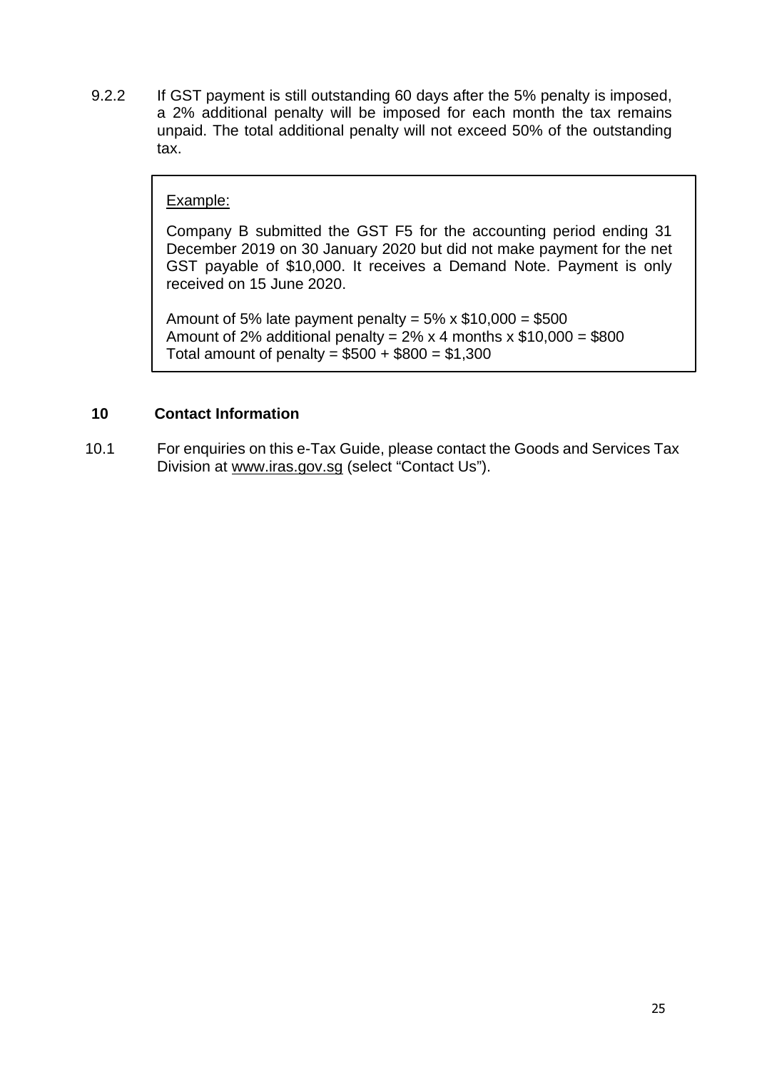9.2.2 If GST payment is still outstanding 60 days after the 5% penalty is imposed, a 2% additional penalty will be imposed for each month the tax remains unpaid. The total additional penalty will not exceed 50% of the outstanding tax.

> Example:
>
> Company B submitted the GST F5 for the accounting period ending 31 December 2019 on 30 January 2020 but did not make payment for the net GST payable of $10,000. It receives a Demand Note. Payment is only received on 15 June 2020.
>
> Amount of 5% late payment penalty = 5% x $10,000 = $500
> Amount of 2% additional penalty = 2% x 4 months x $10,000 = $800
> Total amount of penalty = $500 + $800 = $1,300

## 10 Contact Information

10.1 For enquiries on this e-Tax Guide, please contact the Goods and Services Tax Division at www.iras.gov.sg (select "Contact Us").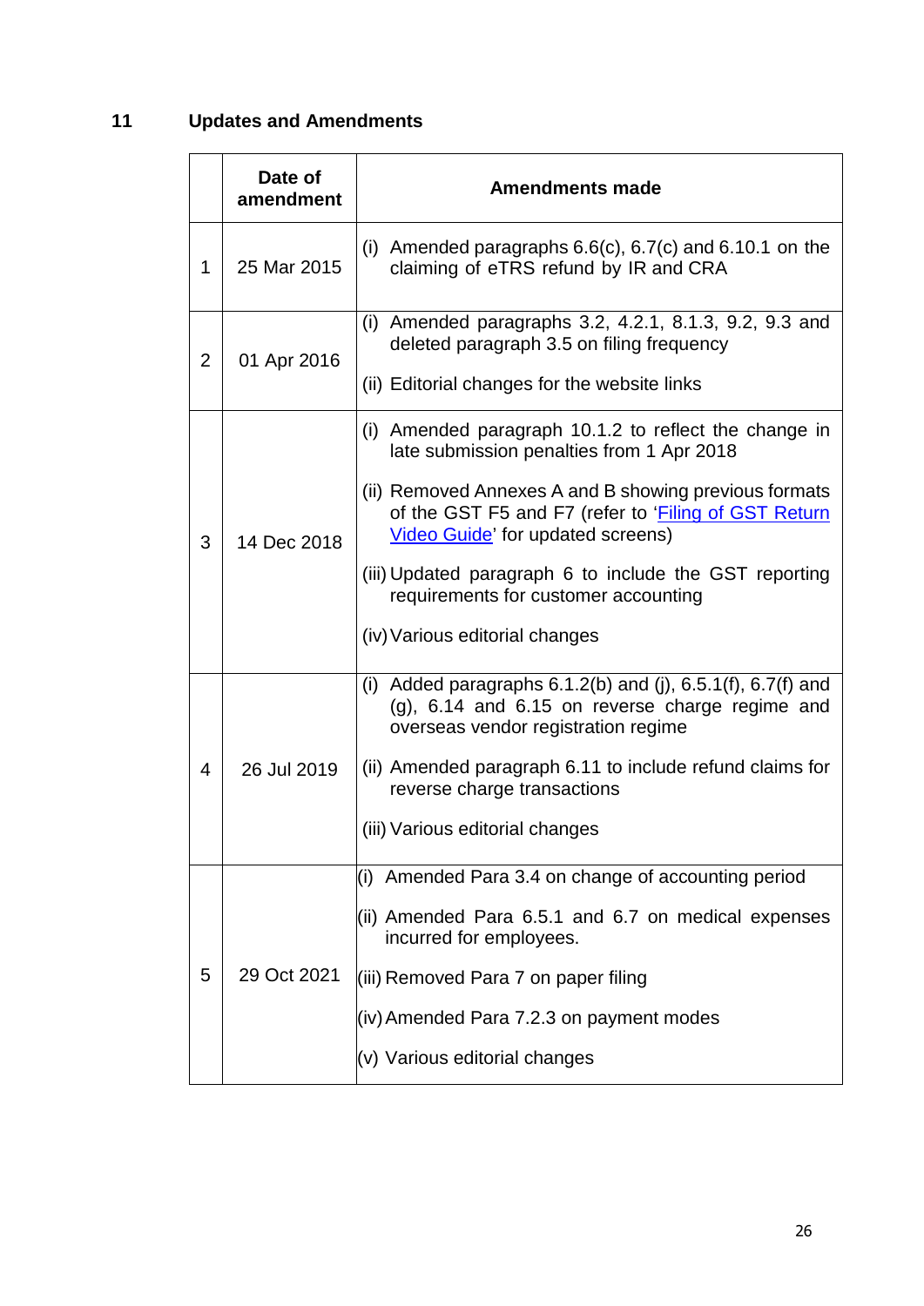## 11 Updates and Amendments

| | Date of amendment | Amendments made |
|---|---|---|
| 1 | 25 Mar 2015 | (i) Amended paragraphs 6.6(c), 6.7(c) and 6.10.1 on the claiming of eTRS refund by IR and CRA |
| 2 | 01 Apr 2016 | (i) Amended paragraphs 3.2, 4.2.1, 8.1.3, 9.2, 9.3 and deleted paragraph 3.5 on filing frequency<br><br>(ii) Editorial changes for the website links |
| 3 | 14 Dec 2018 | (i) Amended paragraph 10.1.2 to reflect the change in late submission penalties from 1 Apr 2018<br><br>(ii) Removed Annexes A and B showing previous formats of the GST F5 and F7 (refer to 'Filing of GST Return Video Guide' for updated screens)<br><br>(iii) Updated paragraph 6 to include the GST reporting requirements for customer accounting<br><br>(iv) Various editorial changes |
| 4 | 26 Jul 2019 | (i) Added paragraphs 6.1.2(b) and (j), 6.5.1(f), 6.7(f) and (g), 6.14 and 6.15 on reverse charge regime and overseas vendor registration regime<br><br>(ii) Amended paragraph 6.11 to include refund claims for reverse charge transactions<br><br>(iii) Various editorial changes |
| 5 | 29 Oct 2021 | (i) Amended Para 3.4 on change of accounting period<br><br>(ii) Amended Para 6.5.1 and 6.7 on medical expenses incurred for employees.<br><br>(iii) Removed Para 7 on paper filing<br><br>(iv) Amended Para 7.2.3 on payment modes<br><br>(v) Various editorial changes |